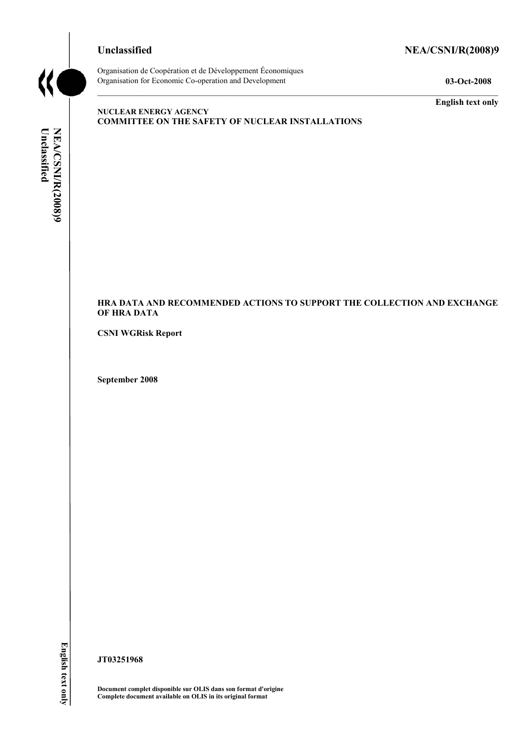Unclassified **NEA/CSNI/R(2008)9**

Organisation de Coopération et de Développement Économiques
Organisation for Economic Co-operation and Development **03-Oct-2008**

**English text only**

**NUCLEAR ENERGY AGENCY**
**COMMITTEE ON THE SAFETY OF NUCLEAR INSTALLATIONS**

# HRA DATA AND RECOMMENDED ACTIONS TO SUPPORT THE COLLECTION AND EXCHANGE OF HRA DATA

**CSNI WGRisk Report**

**September 2008**

**JT03251968**

**Document complet disponible sur OLIS dans son format d'origine**
**Complete document available on OLIS in its original format**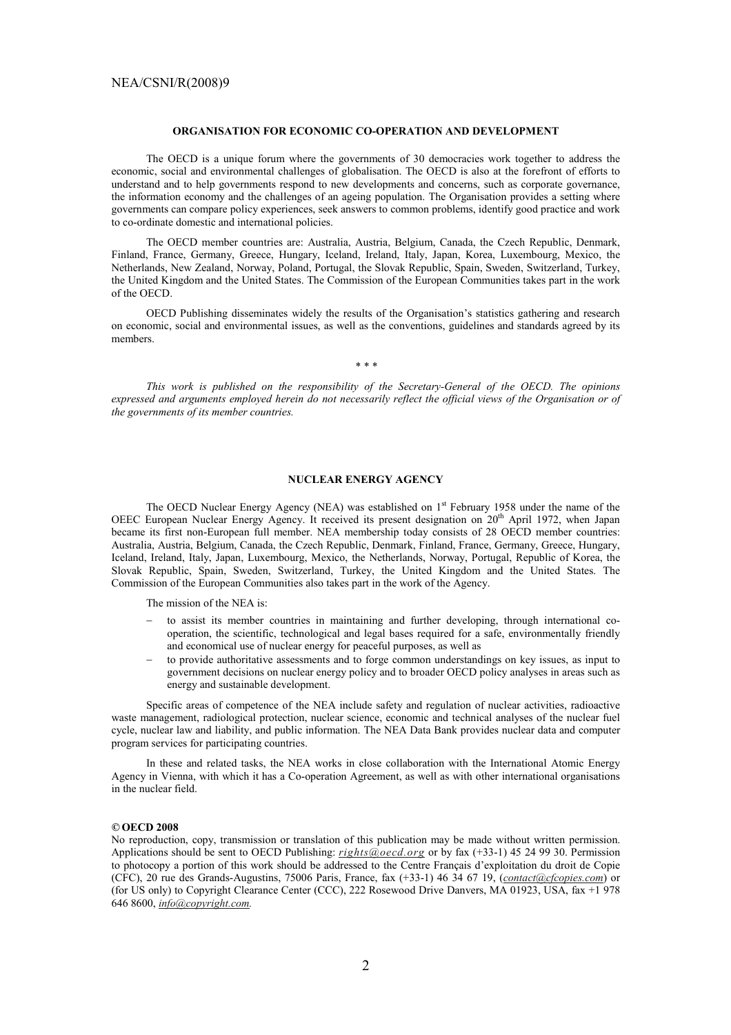## ORGANISATION FOR ECONOMIC CO-OPERATION AND DEVELOPMENT

The OECD is a unique forum where the governments of 30 democracies work together to address the economic, social and environmental challenges of globalisation. The OECD is also at the forefront of efforts to understand and to help governments respond to new developments and concerns, such as corporate governance, the information economy and the challenges of an ageing population. The Organisation provides a setting where governments can compare policy experiences, seek answers to common problems, identify good practice and work to co-ordinate domestic and international policies.

The OECD member countries are: Australia, Austria, Belgium, Canada, the Czech Republic, Denmark, Finland, France, Germany, Greece, Hungary, Iceland, Ireland, Italy, Japan, Korea, Luxembourg, Mexico, the Netherlands, New Zealand, Norway, Poland, Portugal, the Slovak Republic, Spain, Sweden, Switzerland, Turkey, the United Kingdom and the United States. The Commission of the European Communities takes part in the work of the OECD.

OECD Publishing disseminates widely the results of the Organisation's statistics gathering and research on economic, social and environmental issues, as well as the conventions, guidelines and standards agreed by its members.

\* \* \*

*This work is published on the responsibility of the Secretary-General of the OECD. The opinions expressed and arguments employed herein do not necessarily reflect the official views of the Organisation or of the governments of its member countries.*

## NUCLEAR ENERGY AGENCY

The OECD Nuclear Energy Agency (NEA) was established on 1st February 1958 under the name of the OEEC European Nuclear Energy Agency. It received its present designation on 20th April 1972, when Japan became its first non-European full member. NEA membership today consists of 28 OECD member countries: Australia, Austria, Belgium, Canada, the Czech Republic, Denmark, Finland, France, Germany, Greece, Hungary, Iceland, Ireland, Italy, Japan, Luxembourg, Mexico, the Netherlands, Norway, Portugal, Republic of Korea, the Slovak Republic, Spain, Sweden, Switzerland, Turkey, the United Kingdom and the United States. The Commission of the European Communities also takes part in the work of the Agency.

The mission of the NEA is:

- to assist its member countries in maintaining and further developing, through international co-operation, the scientific, technological and legal bases required for a safe, environmentally friendly and economical use of nuclear energy for peaceful purposes, as well as
- to provide authoritative assessments and to forge common understandings on key issues, as input to government decisions on nuclear energy policy and to broader OECD policy analyses in areas such as energy and sustainable development.

Specific areas of competence of the NEA include safety and regulation of nuclear activities, radioactive waste management, radiological protection, nuclear science, economic and technical analyses of the nuclear fuel cycle, nuclear law and liability, and public information. The NEA Data Bank provides nuclear data and computer program services for participating countries.

In these and related tasks, the NEA works in close collaboration with the International Atomic Energy Agency in Vienna, with which it has a Co-operation Agreement, as well as with other international organisations in the nuclear field.

**© OECD 2008**
No reproduction, copy, transmission or translation of this publication may be made without written permission. Applications should be sent to OECD Publishing: *rights@oecd.org* or by fax (+33-1) 45 24 99 30. Permission to photocopy a portion of this work should be addressed to the Centre Français d'exploitation du droit de Copie (CFC), 20 rue des Grands-Augustins, 75006 Paris, France, fax (+33-1) 46 34 67 19, (*contact@cfcopies.com*) or (for US only) to Copyright Clearance Center (CCC), 222 Rosewood Drive Danvers, MA 01923, USA, fax +1 978 646 8600, *info@copyright.com.*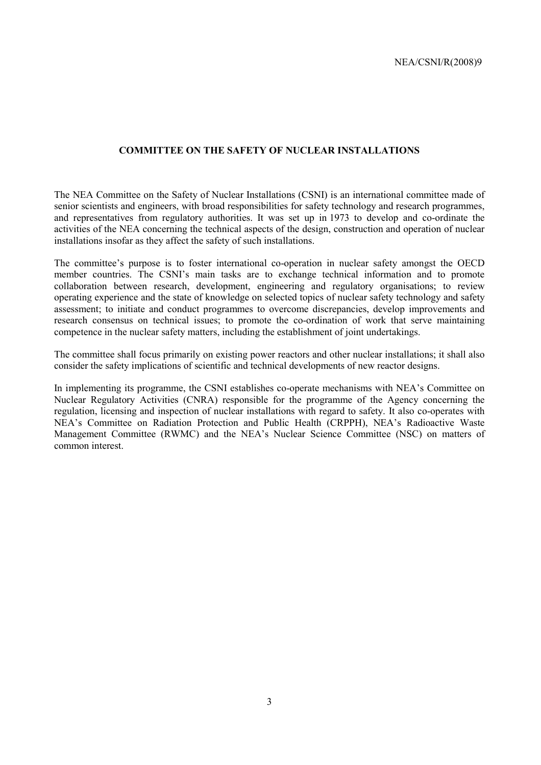## COMMITTEE ON THE SAFETY OF NUCLEAR INSTALLATIONS

The NEA Committee on the Safety of Nuclear Installations (CSNI) is an international committee made of senior scientists and engineers, with broad responsibilities for safety technology and research programmes, and representatives from regulatory authorities. It was set up in 1973 to develop and co-ordinate the activities of the NEA concerning the technical aspects of the design, construction and operation of nuclear installations insofar as they affect the safety of such installations.

The committee's purpose is to foster international co-operation in nuclear safety amongst the OECD member countries. The CSNI's main tasks are to exchange technical information and to promote collaboration between research, development, engineering and regulatory organisations; to review operating experience and the state of knowledge on selected topics of nuclear safety technology and safety assessment; to initiate and conduct programmes to overcome discrepancies, develop improvements and research consensus on technical issues; to promote the co-ordination of work that serve maintaining competence in the nuclear safety matters, including the establishment of joint undertakings.

The committee shall focus primarily on existing power reactors and other nuclear installations; it shall also consider the safety implications of scientific and technical developments of new reactor designs.

In implementing its programme, the CSNI establishes co-operate mechanisms with NEA's Committee on Nuclear Regulatory Activities (CNRA) responsible for the programme of the Agency concerning the regulation, licensing and inspection of nuclear installations with regard to safety. It also co-operates with NEA's Committee on Radiation Protection and Public Health (CRPPH), NEA's Radioactive Waste Management Committee (RWMC) and the NEA's Nuclear Science Committee (NSC) on matters of common interest.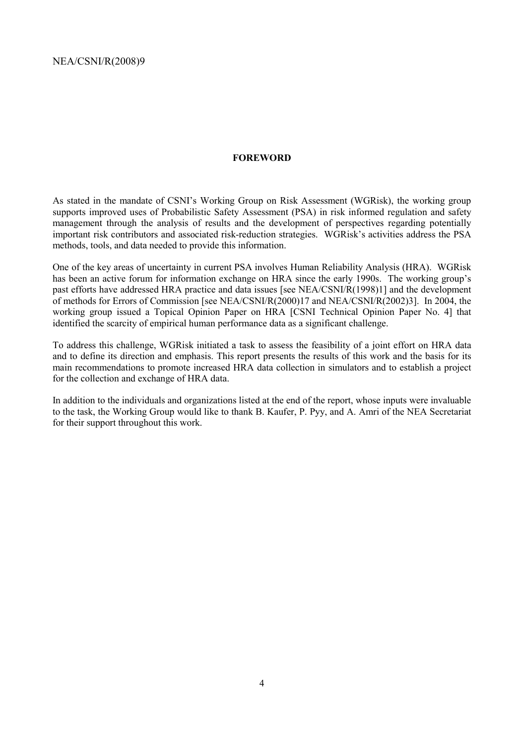## FOREWORD

As stated in the mandate of CSNI's Working Group on Risk Assessment (WGRisk), the working group supports improved uses of Probabilistic Safety Assessment (PSA) in risk informed regulation and safety management through the analysis of results and the development of perspectives regarding potentially important risk contributors and associated risk-reduction strategies. WGRisk's activities address the PSA methods, tools, and data needed to provide this information.

One of the key areas of uncertainty in current PSA involves Human Reliability Analysis (HRA). WGRisk has been an active forum for information exchange on HRA since the early 1990s. The working group's past efforts have addressed HRA practice and data issues [see NEA/CSNI/R(1998)1] and the development of methods for Errors of Commission [see NEA/CSNI/R(2000)17 and NEA/CSNI/R(2002)3]. In 2004, the working group issued a Topical Opinion Paper on HRA [CSNI Technical Opinion Paper No. 4] that identified the scarcity of empirical human performance data as a significant challenge.

To address this challenge, WGRisk initiated a task to assess the feasibility of a joint effort on HRA data and to define its direction and emphasis. This report presents the results of this work and the basis for its main recommendations to promote increased HRA data collection in simulators and to establish a project for the collection and exchange of HRA data.

In addition to the individuals and organizations listed at the end of the report, whose inputs were invaluable to the task, the Working Group would like to thank B. Kaufer, P. Pyy, and A. Amri of the NEA Secretariat for their support throughout this work.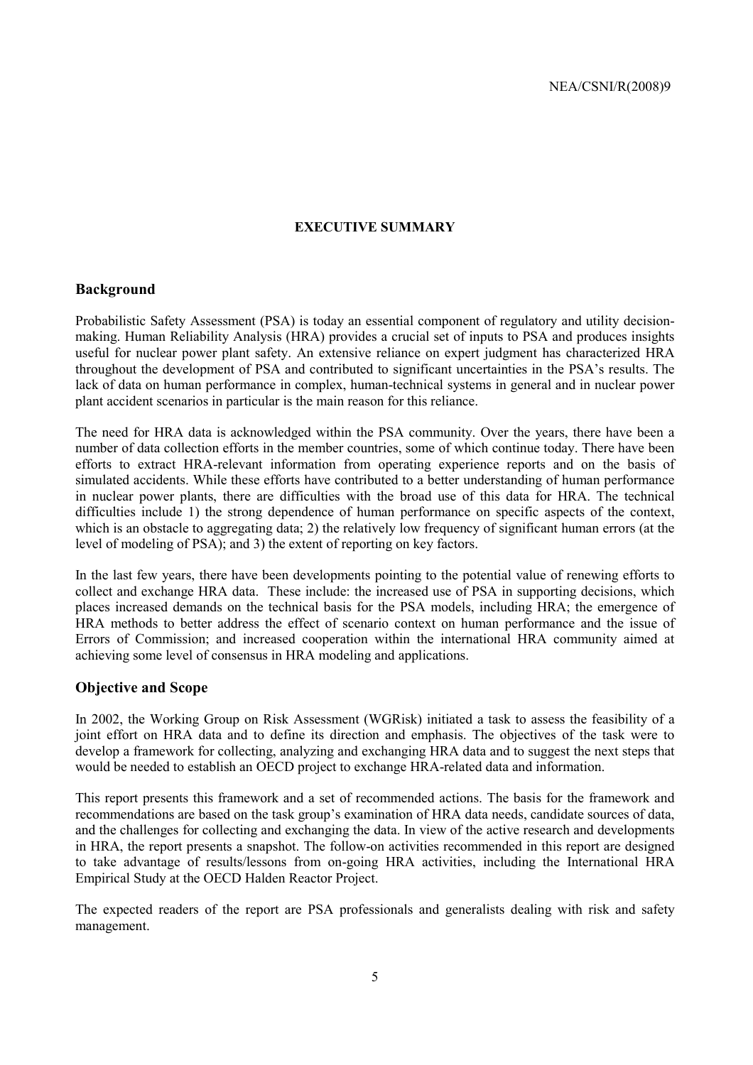# EXECUTIVE SUMMARY

## Background

Probabilistic Safety Assessment (PSA) is today an essential component of regulatory and utility decision-making. Human Reliability Analysis (HRA) provides a crucial set of inputs to PSA and produces insights useful for nuclear power plant safety. An extensive reliance on expert judgment has characterized HRA throughout the development of PSA and contributed to significant uncertainties in the PSA's results. The lack of data on human performance in complex, human-technical systems in general and in nuclear power plant accident scenarios in particular is the main reason for this reliance.

The need for HRA data is acknowledged within the PSA community. Over the years, there have been a number of data collection efforts in the member countries, some of which continue today. There have been efforts to extract HRA-relevant information from operating experience reports and on the basis of simulated accidents. While these efforts have contributed to a better understanding of human performance in nuclear power plants, there are difficulties with the broad use of this data for HRA. The technical difficulties include 1) the strong dependence of human performance on specific aspects of the context, which is an obstacle to aggregating data; 2) the relatively low frequency of significant human errors (at the level of modeling of PSA); and 3) the extent of reporting on key factors.

In the last few years, there have been developments pointing to the potential value of renewing efforts to collect and exchange HRA data. These include: the increased use of PSA in supporting decisions, which places increased demands on the technical basis for the PSA models, including HRA; the emergence of HRA methods to better address the effect of scenario context on human performance and the issue of Errors of Commission; and increased cooperation within the international HRA community aimed at achieving some level of consensus in HRA modeling and applications.

## Objective and Scope

In 2002, the Working Group on Risk Assessment (WGRisk) initiated a task to assess the feasibility of a joint effort on HRA data and to define its direction and emphasis. The objectives of the task were to develop a framework for collecting, analyzing and exchanging HRA data and to suggest the next steps that would be needed to establish an OECD project to exchange HRA-related data and information.

This report presents this framework and a set of recommended actions. The basis for the framework and recommendations are based on the task group's examination of HRA data needs, candidate sources of data, and the challenges for collecting and exchanging the data. In view of the active research and developments in HRA, the report presents a snapshot. The follow-on activities recommended in this report are designed to take advantage of results/lessons from on-going HRA activities, including the International HRA Empirical Study at the OECD Halden Reactor Project.

The expected readers of the report are PSA professionals and generalists dealing with risk and safety management.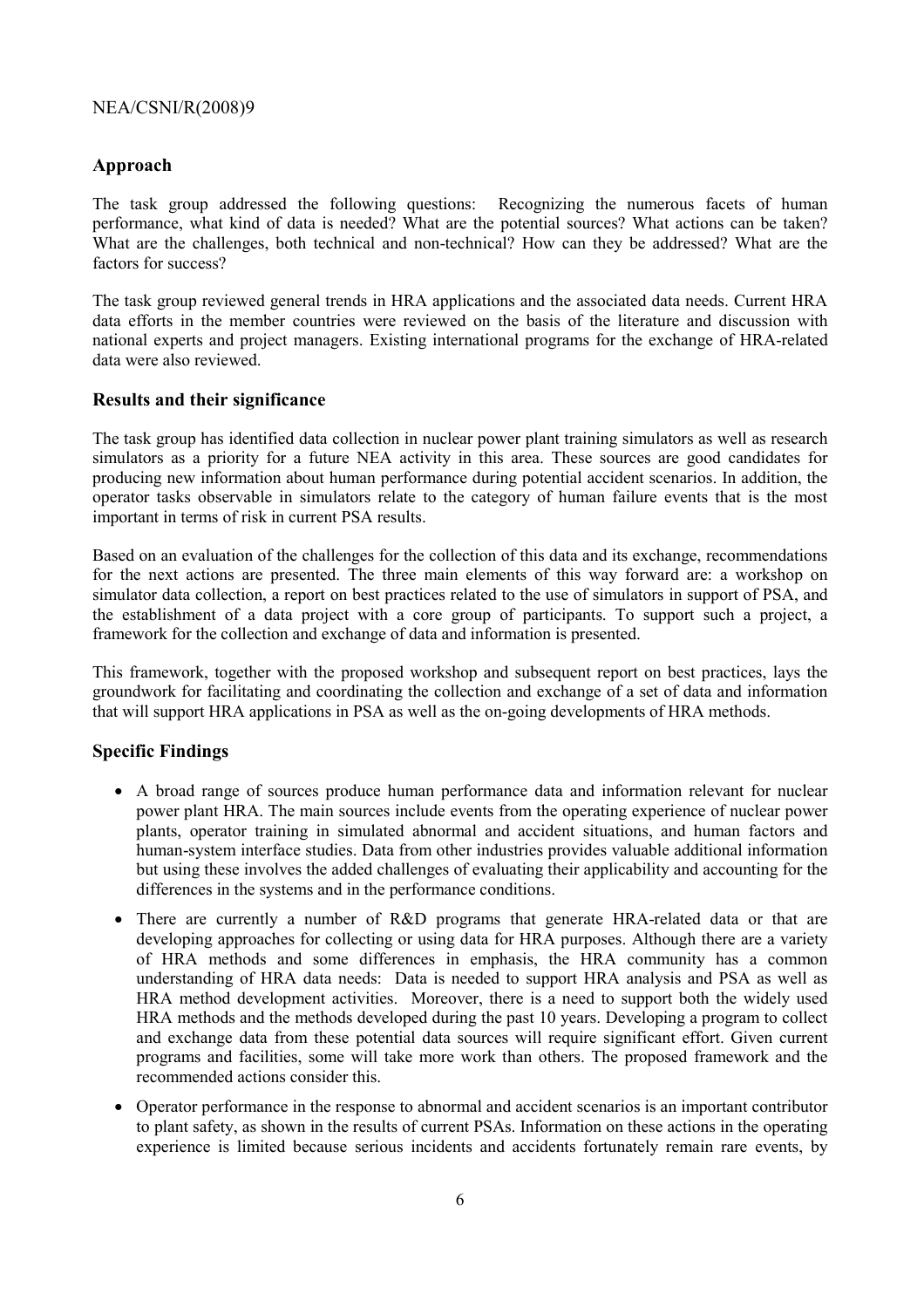## Approach

The task group addressed the following questions: Recognizing the numerous facets of human performance, what kind of data is needed? What are the potential sources? What actions can be taken? What are the challenges, both technical and non-technical? How can they be addressed? What are the factors for success?

The task group reviewed general trends in HRA applications and the associated data needs. Current HRA data efforts in the member countries were reviewed on the basis of the literature and discussion with national experts and project managers. Existing international programs for the exchange of HRA-related data were also reviewed.

## Results and their significance

The task group has identified data collection in nuclear power plant training simulators as well as research simulators as a priority for a future NEA activity in this area. These sources are good candidates for producing new information about human performance during potential accident scenarios. In addition, the operator tasks observable in simulators relate to the category of human failure events that is the most important in terms of risk in current PSA results.

Based on an evaluation of the challenges for the collection of this data and its exchange, recommendations for the next actions are presented. The three main elements of this way forward are: a workshop on simulator data collection, a report on best practices related to the use of simulators in support of PSA, and the establishment of a data project with a core group of participants. To support such a project, a framework for the collection and exchange of data and information is presented.

This framework, together with the proposed workshop and subsequent report on best practices, lays the groundwork for facilitating and coordinating the collection and exchange of a set of data and information that will support HRA applications in PSA as well as the on-going developments of HRA methods.

## Specific Findings

- A broad range of sources produce human performance data and information relevant for nuclear power plant HRA. The main sources include events from the operating experience of nuclear power plants, operator training in simulated abnormal and accident situations, and human factors and human-system interface studies. Data from other industries provides valuable additional information but using these involves the added challenges of evaluating their applicability and accounting for the differences in the systems and in the performance conditions.
- There are currently a number of R&D programs that generate HRA-related data or that are developing approaches for collecting or using data for HRA purposes. Although there are a variety of HRA methods and some differences in emphasis, the HRA community has a common understanding of HRA data needs: Data is needed to support HRA analysis and PSA as well as HRA method development activities. Moreover, there is a need to support both the widely used HRA methods and the methods developed during the past 10 years. Developing a program to collect and exchange data from these potential data sources will require significant effort. Given current programs and facilities, some will take more work than others. The proposed framework and the recommended actions consider this.
- Operator performance in the response to abnormal and accident scenarios is an important contributor to plant safety, as shown in the results of current PSAs. Information on these actions in the operating experience is limited because serious incidents and accidents fortunately remain rare events, by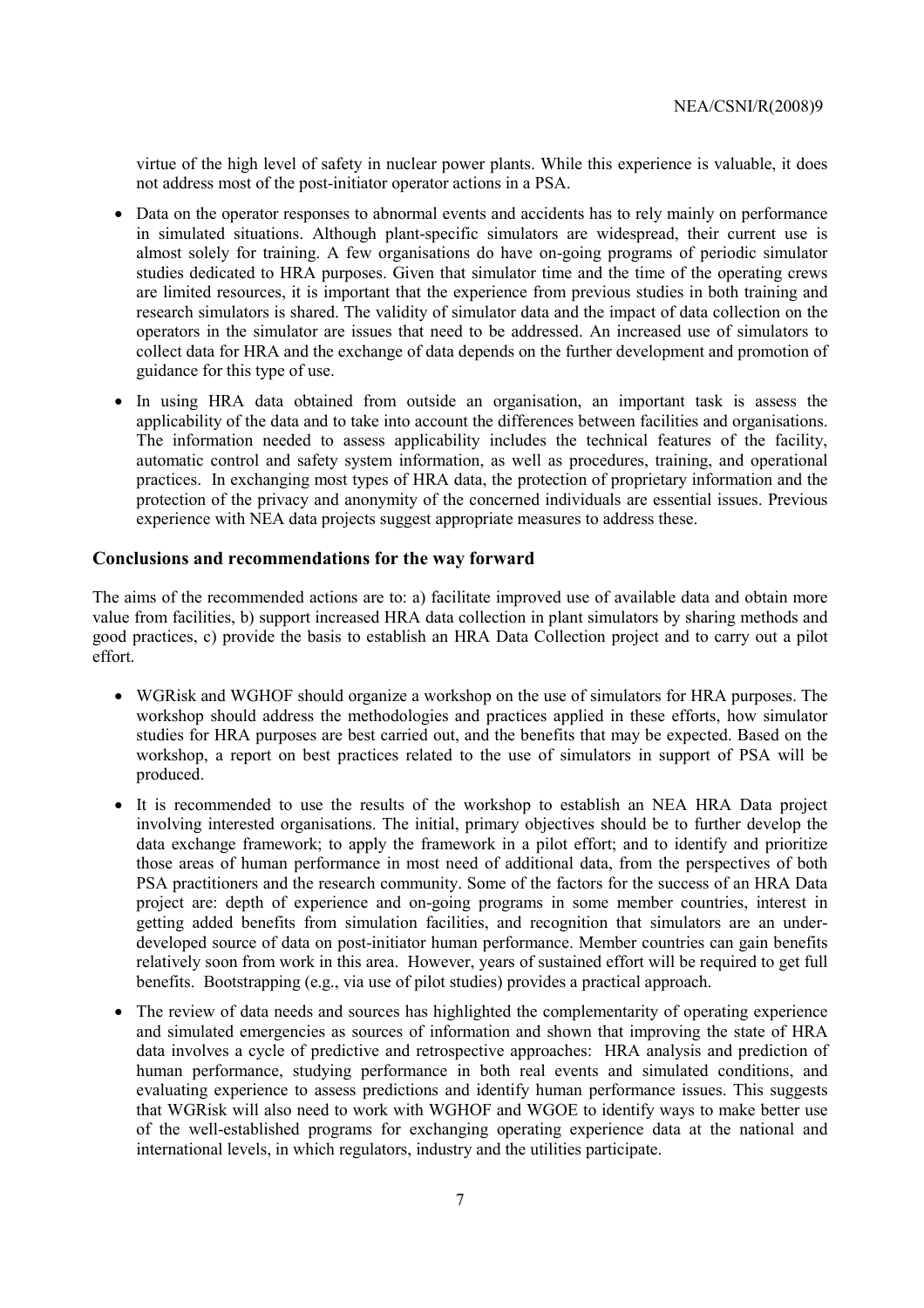virtue of the high level of safety in nuclear power plants. While this experience is valuable, it does not address most of the post-initiator operator actions in a PSA.

- Data on the operator responses to abnormal events and accidents has to rely mainly on performance in simulated situations. Although plant-specific simulators are widespread, their current use is almost solely for training. A few organisations do have on-going programs of periodic simulator studies dedicated to HRA purposes. Given that simulator time and the time of the operating crews are limited resources, it is important that the experience from previous studies in both training and research simulators is shared. The validity of simulator data and the impact of data collection on the operators in the simulator are issues that need to be addressed. An increased use of simulators to collect data for HRA and the exchange of data depends on the further development and promotion of guidance for this type of use.

- In using HRA data obtained from outside an organisation, an important task is assess the applicability of the data and to take into account the differences between facilities and organisations. The information needed to assess applicability includes the technical features of the facility, automatic control and safety system information, as well as procedures, training, and operational practices. In exchanging most types of HRA data, the protection of proprietary information and the protection of the privacy and anonymity of the concerned individuals are essential issues. Previous experience with NEA data projects suggest appropriate measures to address these.

## Conclusions and recommendations for the way forward

The aims of the recommended actions are to: a) facilitate improved use of available data and obtain more value from facilities, b) support increased HRA data collection in plant simulators by sharing methods and good practices, c) provide the basis to establish an HRA Data Collection project and to carry out a pilot effort.

- WGRisk and WGHOF should organize a workshop on the use of simulators for HRA purposes. The workshop should address the methodologies and practices applied in these efforts, how simulator studies for HRA purposes are best carried out, and the benefits that may be expected. Based on the workshop, a report on best practices related to the use of simulators in support of PSA will be produced.

- It is recommended to use the results of the workshop to establish an NEA HRA Data project involving interested organisations. The initial, primary objectives should be to further develop the data exchange framework; to apply the framework in a pilot effort; and to identify and prioritize those areas of human performance in most need of additional data, from the perspectives of both PSA practitioners and the research community. Some of the factors for the success of an HRA Data project are: depth of experience and on-going programs in some member countries, interest in getting added benefits from simulation facilities, and recognition that simulators are an under-developed source of data on post-initiator human performance. Member countries can gain benefits relatively soon from work in this area. However, years of sustained effort will be required to get full benefits. Bootstrapping (e.g., via use of pilot studies) provides a practical approach.

- The review of data needs and sources has highlighted the complementarity of operating experience and simulated emergencies as sources of information and shown that improving the state of HRA data involves a cycle of predictive and retrospective approaches: HRA analysis and prediction of human performance, studying performance in both real events and simulated conditions, and evaluating experience to assess predictions and identify human performance issues. This suggests that WGRisk will also need to work with WGHOF and WGOE to identify ways to make better use of the well-established programs for exchanging operating experience data at the national and international levels, in which regulators, industry and the utilities participate.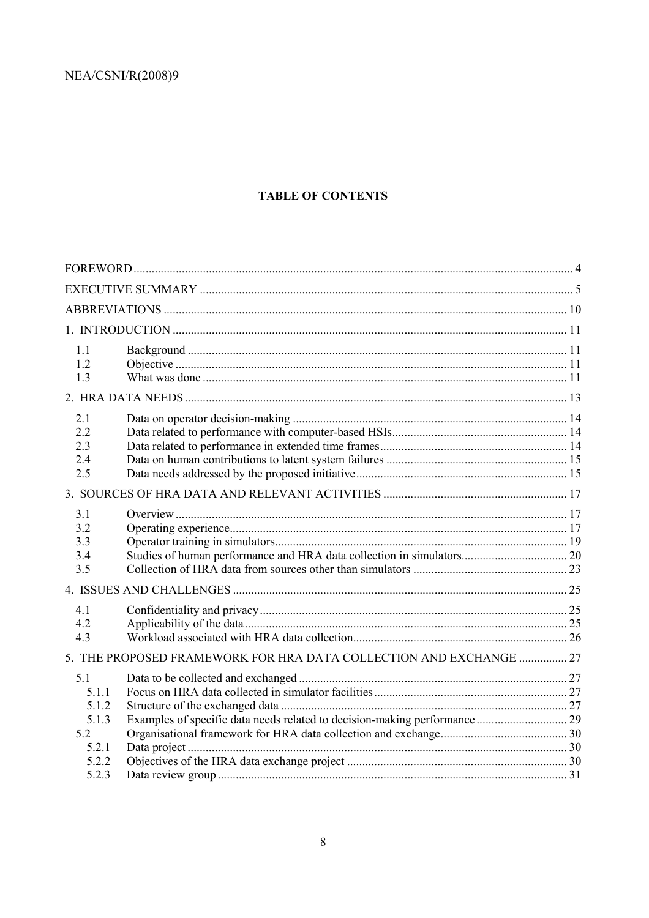**TABLE OF CONTENTS**

FOREWORD .......... 4

EXECUTIVE SUMMARY .......... 5

ABBREVIATIONS .......... 10

1. INTRODUCTION .......... 11

   1.1 Background .......... 11
   1.2 Objective .......... 11
   1.3 What was done .......... 11

2. HRA DATA NEEDS .......... 13

   2.1 Data on operator decision-making .......... 14
   2.2 Data related to performance with computer-based HSIs .......... 14
   2.3 Data related to performance in extended time frames .......... 14
   2.4 Data on human contributions to latent system failures .......... 15
   2.5 Data needs addressed by the proposed initiative .......... 15

3. SOURCES OF HRA DATA AND RELEVANT ACTIVITIES .......... 17

   3.1 Overview .......... 17
   3.2 Operating experience .......... 17
   3.3 Operator training in simulators .......... 19
   3.4 Studies of human performance and HRA data collection in simulators .......... 20
   3.5 Collection of HRA data from sources other than simulators .......... 23

4. ISSUES AND CHALLENGES .......... 25

   4.1 Confidentiality and privacy .......... 25
   4.2 Applicability of the data .......... 25
   4.3 Workload associated with HRA data collection .......... 26

5. THE PROPOSED FRAMEWORK FOR HRA DATA COLLECTION AND EXCHANGE .......... 27

   5.1 Data to be collected and exchanged .......... 27
      5.1.1 Focus on HRA data collected in simulator facilities .......... 27
      5.1.2 Structure of the exchanged data .......... 27
      5.1.3 Examples of specific data needs related to decision-making performance .......... 29
   5.2 Organisational framework for HRA data collection and exchange .......... 30
      5.2.1 Data project .......... 30
      5.2.2 Objectives of the HRA data exchange project .......... 30
      5.2.3 Data review group .......... 31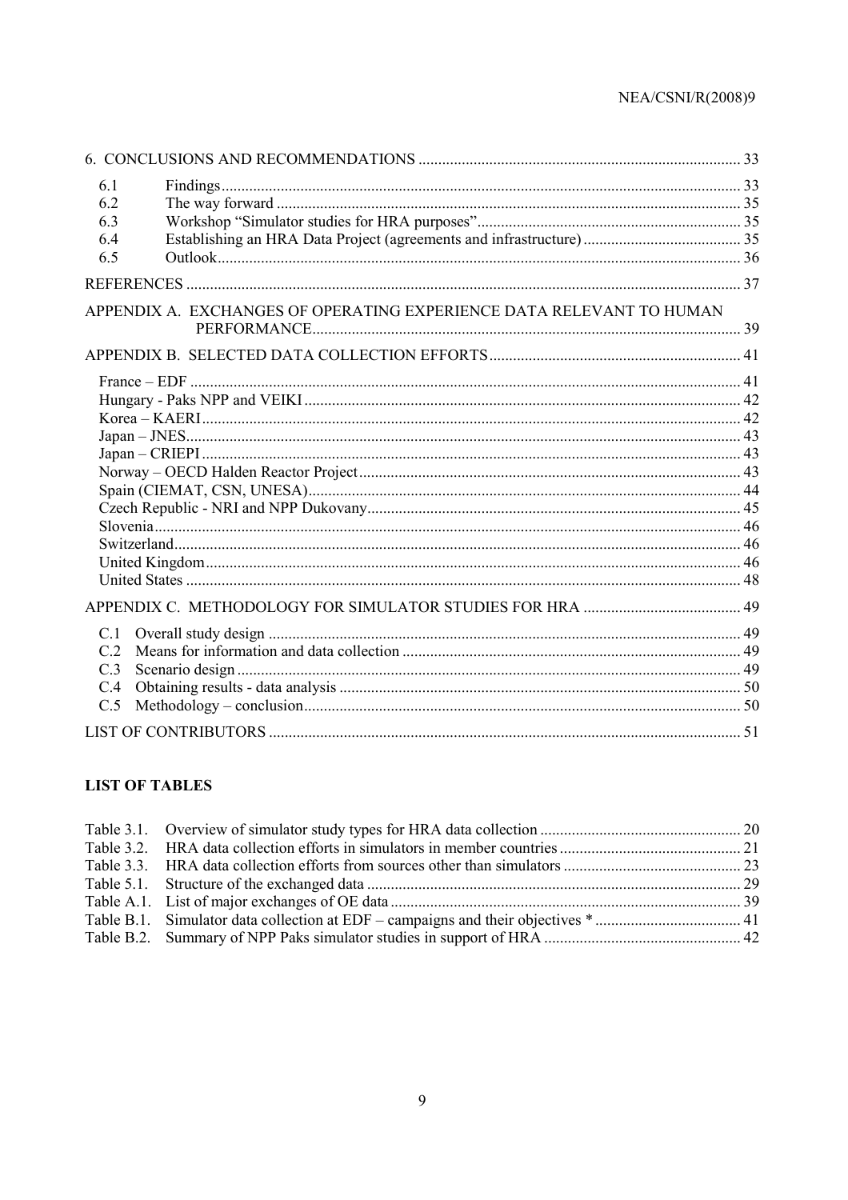6. CONCLUSIONS AND RECOMMENDATIONS ..... 33

- 6.1 Findings ..... 33
- 6.2 The way forward ..... 35
- 6.3 Workshop "Simulator studies for HRA purposes" ..... 35
- 6.4 Establishing an HRA Data Project (agreements and infrastructure) ..... 35
- 6.5 Outlook ..... 36

REFERENCES ..... 37

APPENDIX A. EXCHANGES OF OPERATING EXPERIENCE DATA RELEVANT TO HUMAN PERFORMANCE ..... 39

APPENDIX B. SELECTED DATA COLLECTION EFFORTS ..... 41

- France – EDF ..... 41
- Hungary - Paks NPP and VEIKI ..... 42
- Korea – KAERI ..... 42
- Japan – JNES ..... 43
- Japan – CRIEPI ..... 43
- Norway – OECD Halden Reactor Project ..... 43
- Spain (CIEMAT, CSN, UNESA) ..... 44
- Czech Republic - NRI and NPP Dukovany ..... 45
- Slovenia ..... 46
- Switzerland ..... 46
- United Kingdom ..... 46
- United States ..... 48

APPENDIX C. METHODOLOGY FOR SIMULATOR STUDIES FOR HRA ..... 49

- C.1 Overall study design ..... 49
- C.2 Means for information and data collection ..... 49
- C.3 Scenario design ..... 49
- C.4 Obtaining results - data analysis ..... 50
- C.5 Methodology – conclusion ..... 50

LIST OF CONTRIBUTORS ..... 51

**LIST OF TABLES**

- Table 3.1. Overview of simulator study types for HRA data collection ..... 20
- Table 3.2. HRA data collection efforts in simulators in member countries ..... 21
- Table 3.3. HRA data collection efforts from sources other than simulators ..... 23
- Table 5.1. Structure of the exchanged data ..... 29
- Table A.1. List of major exchanges of OE data ..... 39
- Table B.1. Simulator data collection at EDF – campaigns and their objectives * ..... 41
- Table B.2. Summary of NPP Paks simulator studies in support of HRA ..... 42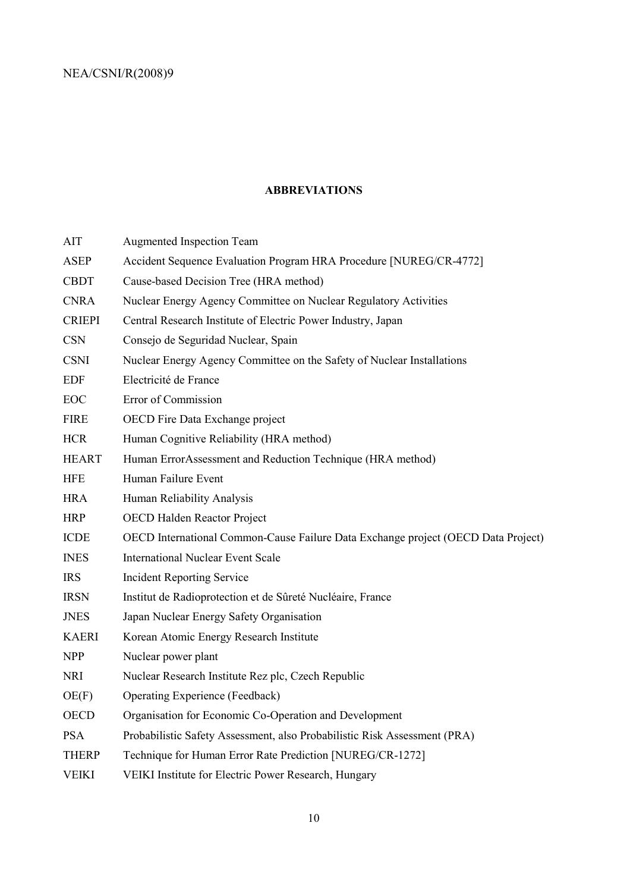## ABBREVIATIONS

| | |
|---|---|
| AIT | Augmented Inspection Team |
| ASEP | Accident Sequence Evaluation Program HRA Procedure [NUREG/CR-4772] |
| CBDT | Cause-based Decision Tree (HRA method) |
| CNRA | Nuclear Energy Agency Committee on Nuclear Regulatory Activities |
| CRIEPI | Central Research Institute of Electric Power Industry, Japan |
| CSN | Consejo de Seguridad Nuclear, Spain |
| CSNI | Nuclear Energy Agency Committee on the Safety of Nuclear Installations |
| EDF | Electricité de France |
| EOC | Error of Commission |
| FIRE | OECD Fire Data Exchange project |
| HCR | Human Cognitive Reliability (HRA method) |
| HEART | Human ErrorAssessment and Reduction Technique (HRA method) |
| HFE | Human Failure Event |
| HRA | Human Reliability Analysis |
| HRP | OECD Halden Reactor Project |
| ICDE | OECD International Common-Cause Failure Data Exchange project (OECD Data Project) |
| INES | International Nuclear Event Scale |
| IRS | Incident Reporting Service |
| IRSN | Institut de Radioprotection et de Sûreté Nucléaire, France |
| JNES | Japan Nuclear Energy Safety Organisation |
| KAERI | Korean Atomic Energy Research Institute |
| NPP | Nuclear power plant |
| NRI | Nuclear Research Institute Rez plc, Czech Republic |
| OE(F) | Operating Experience (Feedback) |
| OECD | Organisation for Economic Co-Operation and Development |
| PSA | Probabilistic Safety Assessment, also Probabilistic Risk Assessment (PRA) |
| THERP | Technique for Human Error Rate Prediction [NUREG/CR-1272] |
| VEIKI | VEIKI Institute for Electric Power Research, Hungary |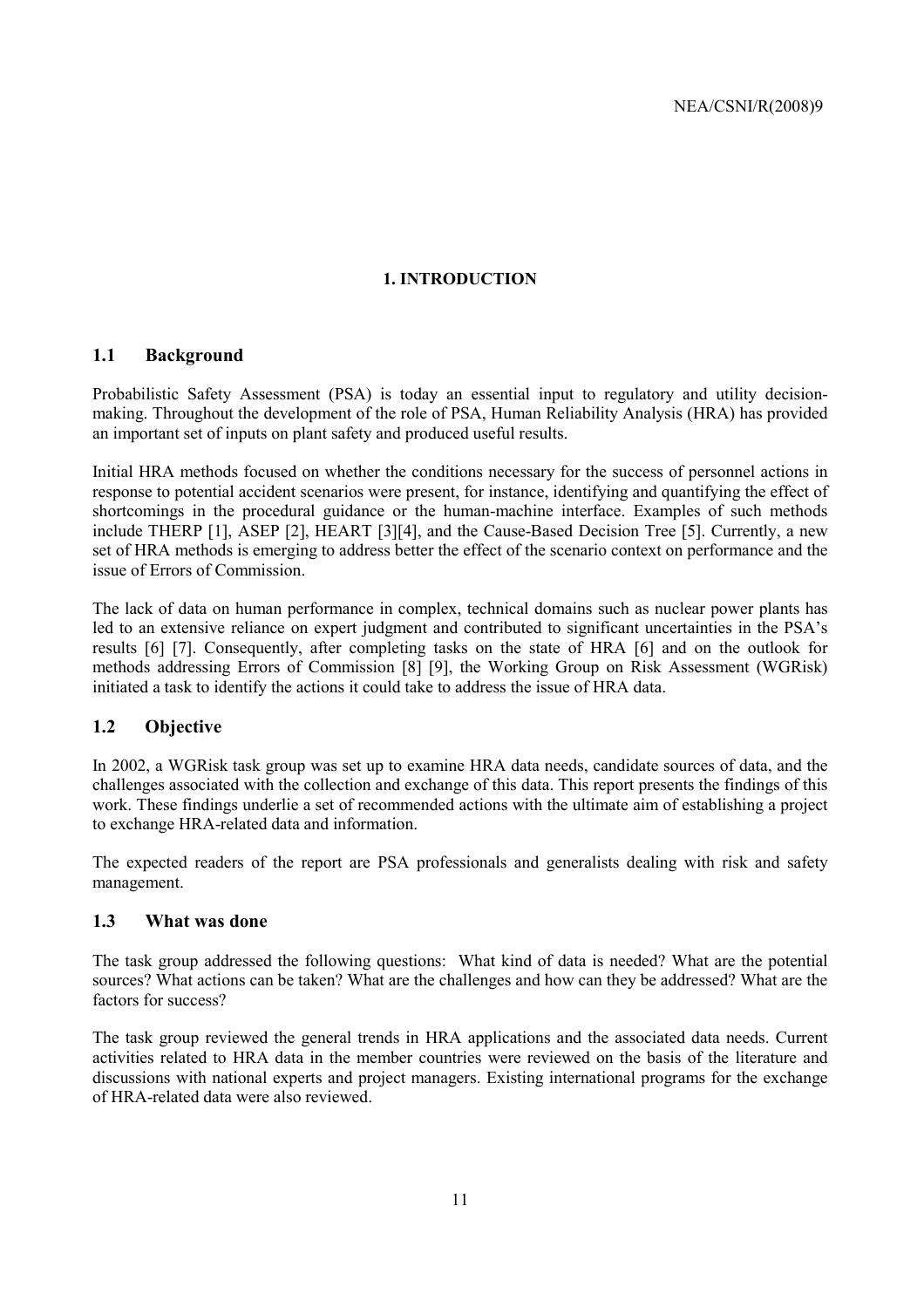# 1. INTRODUCTION

## 1.1 Background

Probabilistic Safety Assessment (PSA) is today an essential input to regulatory and utility decision-making. Throughout the development of the role of PSA, Human Reliability Analysis (HRA) has provided an important set of inputs on plant safety and produced useful results.

Initial HRA methods focused on whether the conditions necessary for the success of personnel actions in response to potential accident scenarios were present, for instance, identifying and quantifying the effect of shortcomings in the procedural guidance or the human-machine interface. Examples of such methods include THERP [1], ASEP [2], HEART [3][4], and the Cause-Based Decision Tree [5]. Currently, a new set of HRA methods is emerging to address better the effect of the scenario context on performance and the issue of Errors of Commission.

The lack of data on human performance in complex, technical domains such as nuclear power plants has led to an extensive reliance on expert judgment and contributed to significant uncertainties in the PSA's results [6] [7]. Consequently, after completing tasks on the state of HRA [6] and on the outlook for methods addressing Errors of Commission [8] [9], the Working Group on Risk Assessment (WGRisk) initiated a task to identify the actions it could take to address the issue of HRA data.

## 1.2 Objective

In 2002, a WGRisk task group was set up to examine HRA data needs, candidate sources of data, and the challenges associated with the collection and exchange of this data. This report presents the findings of this work. These findings underlie a set of recommended actions with the ultimate aim of establishing a project to exchange HRA-related data and information.

The expected readers of the report are PSA professionals and generalists dealing with risk and safety management.

## 1.3 What was done

The task group addressed the following questions: What kind of data is needed? What are the potential sources? What actions can be taken? What are the challenges and how can they be addressed? What are the factors for success?

The task group reviewed the general trends in HRA applications and the associated data needs. Current activities related to HRA data in the member countries were reviewed on the basis of the literature and discussions with national experts and project managers. Existing international programs for the exchange of HRA-related data were also reviewed.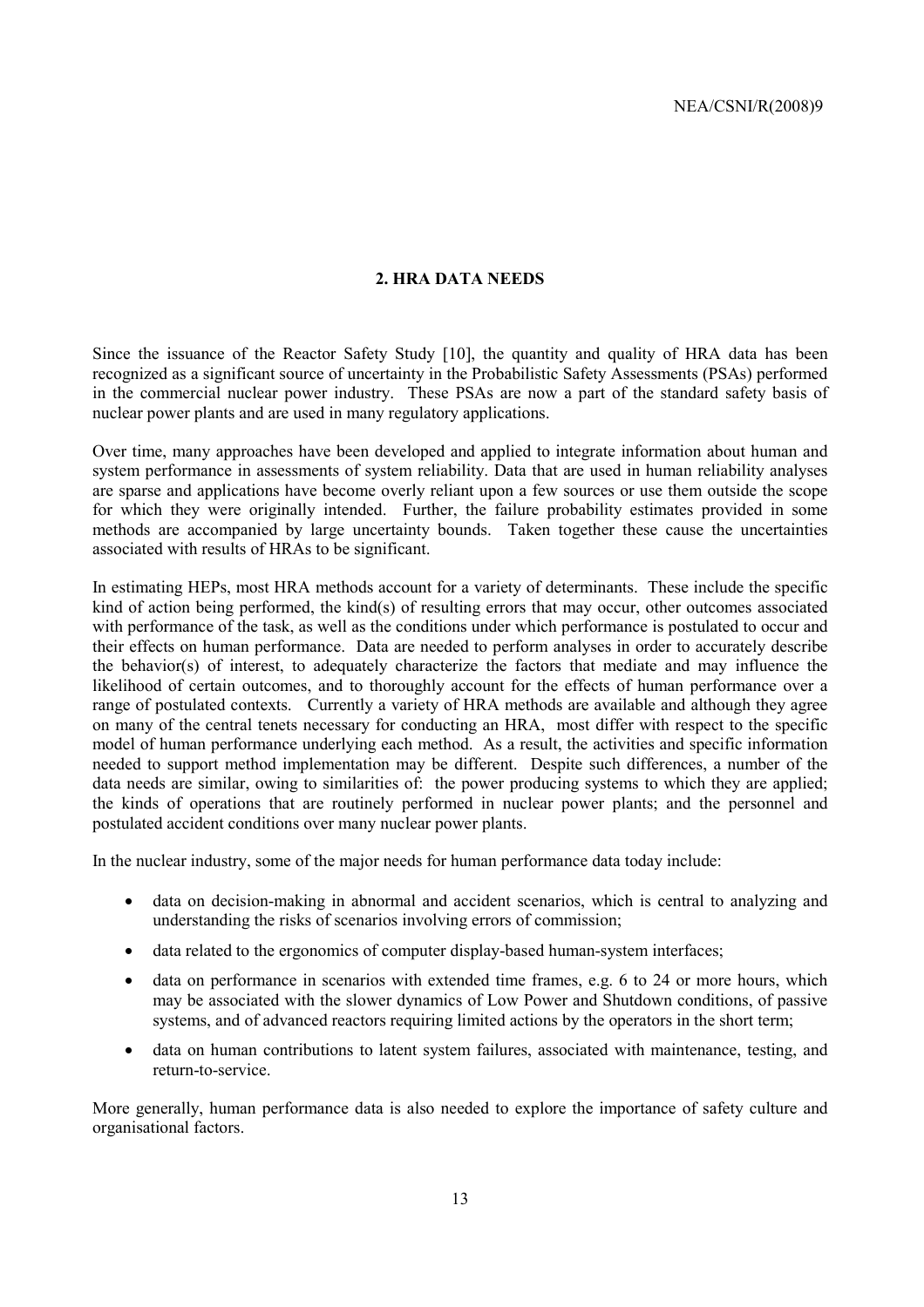## 2. HRA DATA NEEDS

Since the issuance of the Reactor Safety Study [10], the quantity and quality of HRA data has been recognized as a significant source of uncertainty in the Probabilistic Safety Assessments (PSAs) performed in the commercial nuclear power industry. These PSAs are now a part of the standard safety basis of nuclear power plants and are used in many regulatory applications.

Over time, many approaches have been developed and applied to integrate information about human and system performance in assessments of system reliability. Data that are used in human reliability analyses are sparse and applications have become overly reliant upon a few sources or use them outside the scope for which they were originally intended. Further, the failure probability estimates provided in some methods are accompanied by large uncertainty bounds. Taken together these cause the uncertainties associated with results of HRAs to be significant.

In estimating HEPs, most HRA methods account for a variety of determinants. These include the specific kind of action being performed, the kind(s) of resulting errors that may occur, other outcomes associated with performance of the task, as well as the conditions under which performance is postulated to occur and their effects on human performance. Data are needed to perform analyses in order to accurately describe the behavior(s) of interest, to adequately characterize the factors that mediate and may influence the likelihood of certain outcomes, and to thoroughly account for the effects of human performance over a range of postulated contexts. Currently a variety of HRA methods are available and although they agree on many of the central tenets necessary for conducting an HRA, most differ with respect to the specific model of human performance underlying each method. As a result, the activities and specific information needed to support method implementation may be different. Despite such differences, a number of the data needs are similar, owing to similarities of: the power producing systems to which they are applied; the kinds of operations that are routinely performed in nuclear power plants; and the personnel and postulated accident conditions over many nuclear power plants.

In the nuclear industry, some of the major needs for human performance data today include:

- data on decision-making in abnormal and accident scenarios, which is central to analyzing and understanding the risks of scenarios involving errors of commission;
- data related to the ergonomics of computer display-based human-system interfaces;
- data on performance in scenarios with extended time frames, e.g. 6 to 24 or more hours, which may be associated with the slower dynamics of Low Power and Shutdown conditions, of passive systems, and of advanced reactors requiring limited actions by the operators in the short term;
- data on human contributions to latent system failures, associated with maintenance, testing, and return-to-service.

More generally, human performance data is also needed to explore the importance of safety culture and organisational factors.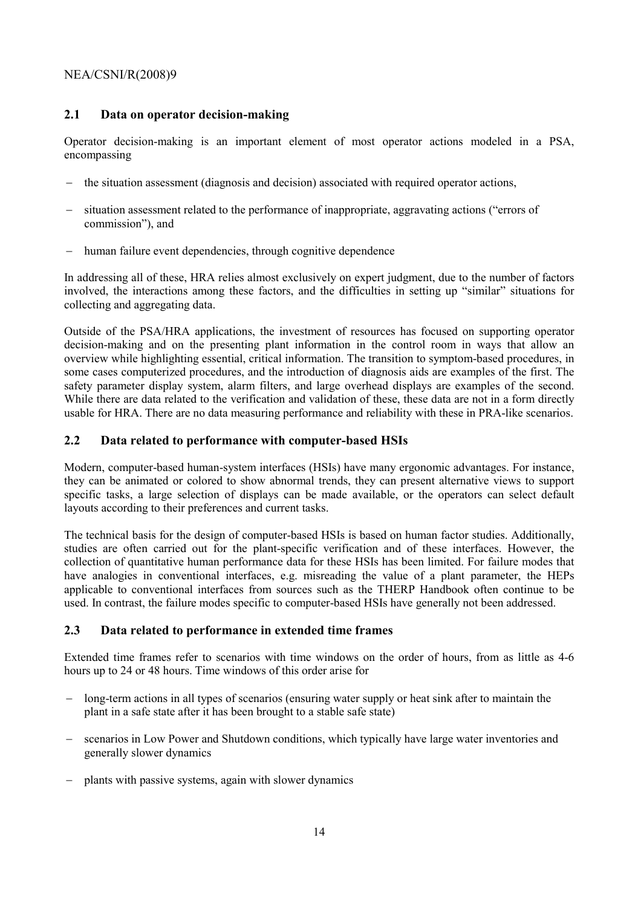## 2.1 Data on operator decision-making

Operator decision-making is an important element of most operator actions modeled in a PSA, encompassing

- the situation assessment (diagnosis and decision) associated with required operator actions,
- situation assessment related to the performance of inappropriate, aggravating actions ("errors of commission"), and
- human failure event dependencies, through cognitive dependence

In addressing all of these, HRA relies almost exclusively on expert judgment, due to the number of factors involved, the interactions among these factors, and the difficulties in setting up "similar" situations for collecting and aggregating data.

Outside of the PSA/HRA applications, the investment of resources has focused on supporting operator decision-making and on the presenting plant information in the control room in ways that allow an overview while highlighting essential, critical information. The transition to symptom-based procedures, in some cases computerized procedures, and the introduction of diagnosis aids are examples of the first. The safety parameter display system, alarm filters, and large overhead displays are examples of the second. While there are data related to the verification and validation of these, these data are not in a form directly usable for HRA. There are no data measuring performance and reliability with these in PRA-like scenarios.

## 2.2 Data related to performance with computer-based HSIs

Modern, computer-based human-system interfaces (HSIs) have many ergonomic advantages. For instance, they can be animated or colored to show abnormal trends, they can present alternative views to support specific tasks, a large selection of displays can be made available, or the operators can select default layouts according to their preferences and current tasks.

The technical basis for the design of computer-based HSIs is based on human factor studies. Additionally, studies are often carried out for the plant-specific verification and of these interfaces. However, the collection of quantitative human performance data for these HSIs has been limited. For failure modes that have analogies in conventional interfaces, e.g. misreading the value of a plant parameter, the HEPs applicable to conventional interfaces from sources such as the THERP Handbook often continue to be used. In contrast, the failure modes specific to computer-based HSIs have generally not been addressed.

## 2.3 Data related to performance in extended time frames

Extended time frames refer to scenarios with time windows on the order of hours, from as little as 4-6 hours up to 24 or 48 hours. Time windows of this order arise for

- long-term actions in all types of scenarios (ensuring water supply or heat sink after to maintain the plant in a safe state after it has been brought to a stable safe state)
- scenarios in Low Power and Shutdown conditions, which typically have large water inventories and generally slower dynamics
- plants with passive systems, again with slower dynamics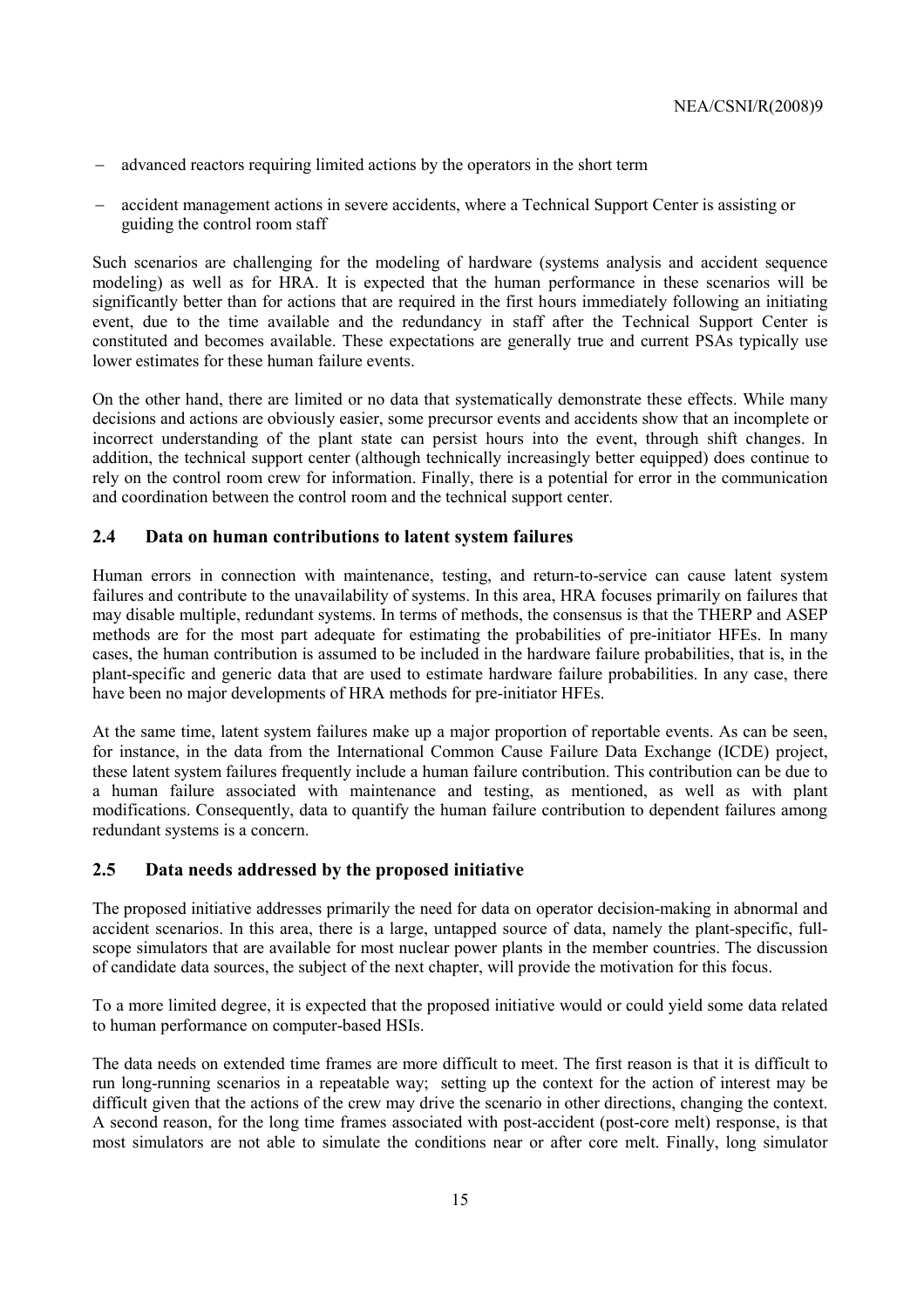- advanced reactors requiring limited actions by the operators in the short term
- accident management actions in severe accidents, where a Technical Support Center is assisting or guiding the control room staff

Such scenarios are challenging for the modeling of hardware (systems analysis and accident sequence modeling) as well as for HRA. It is expected that the human performance in these scenarios will be significantly better than for actions that are required in the first hours immediately following an initiating event, due to the time available and the redundancy in staff after the Technical Support Center is constituted and becomes available. These expectations are generally true and current PSAs typically use lower estimates for these human failure events.

On the other hand, there are limited or no data that systematically demonstrate these effects. While many decisions and actions are obviously easier, some precursor events and accidents show that an incomplete or incorrect understanding of the plant state can persist hours into the event, through shift changes. In addition, the technical support center (although technically increasingly better equipped) does continue to rely on the control room crew for information. Finally, there is a potential for error in the communication and coordination between the control room and the technical support center.

## 2.4 Data on human contributions to latent system failures

Human errors in connection with maintenance, testing, and return-to-service can cause latent system failures and contribute to the unavailability of systems. In this area, HRA focuses primarily on failures that may disable multiple, redundant systems. In terms of methods, the consensus is that the THERP and ASEP methods are for the most part adequate for estimating the probabilities of pre-initiator HFEs. In many cases, the human contribution is assumed to be included in the hardware failure probabilities, that is, in the plant-specific and generic data that are used to estimate hardware failure probabilities. In any case, there have been no major developments of HRA methods for pre-initiator HFEs.

At the same time, latent system failures make up a major proportion of reportable events. As can be seen, for instance, in the data from the International Common Cause Failure Data Exchange (ICDE) project, these latent system failures frequently include a human failure contribution. This contribution can be due to a human failure associated with maintenance and testing, as mentioned, as well as with plant modifications. Consequently, data to quantify the human failure contribution to dependent failures among redundant systems is a concern.

## 2.5 Data needs addressed by the proposed initiative

The proposed initiative addresses primarily the need for data on operator decision-making in abnormal and accident scenarios. In this area, there is a large, untapped source of data, namely the plant-specific, full-scope simulators that are available for most nuclear power plants in the member countries. The discussion of candidate data sources, the subject of the next chapter, will provide the motivation for this focus.

To a more limited degree, it is expected that the proposed initiative would or could yield some data related to human performance on computer-based HSIs.

The data needs on extended time frames are more difficult to meet. The first reason is that it is difficult to run long-running scenarios in a repeatable way; setting up the context for the action of interest may be difficult given that the actions of the crew may drive the scenario in other directions, changing the context. A second reason, for the long time frames associated with post-accident (post-core melt) response, is that most simulators are not able to simulate the conditions near or after core melt. Finally, long simulator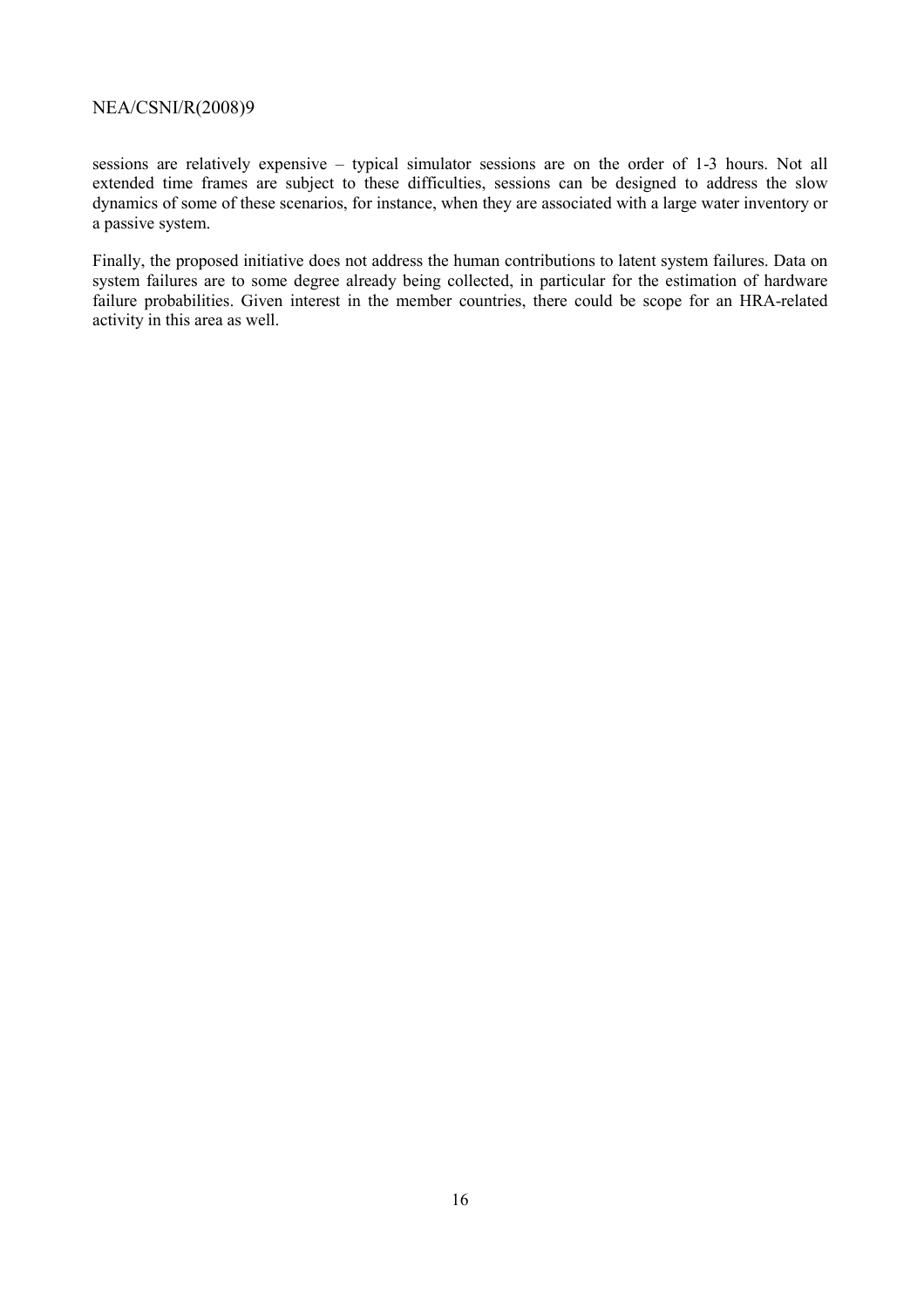sessions are relatively expensive – typical simulator sessions are on the order of 1-3 hours. Not all extended time frames are subject to these difficulties, sessions can be designed to address the slow dynamics of some of these scenarios, for instance, when they are associated with a large water inventory or a passive system.

Finally, the proposed initiative does not address the human contributions to latent system failures. Data on system failures are to some degree already being collected, in particular for the estimation of hardware failure probabilities. Given interest in the member countries, there could be scope for an HRA-related activity in this area as well.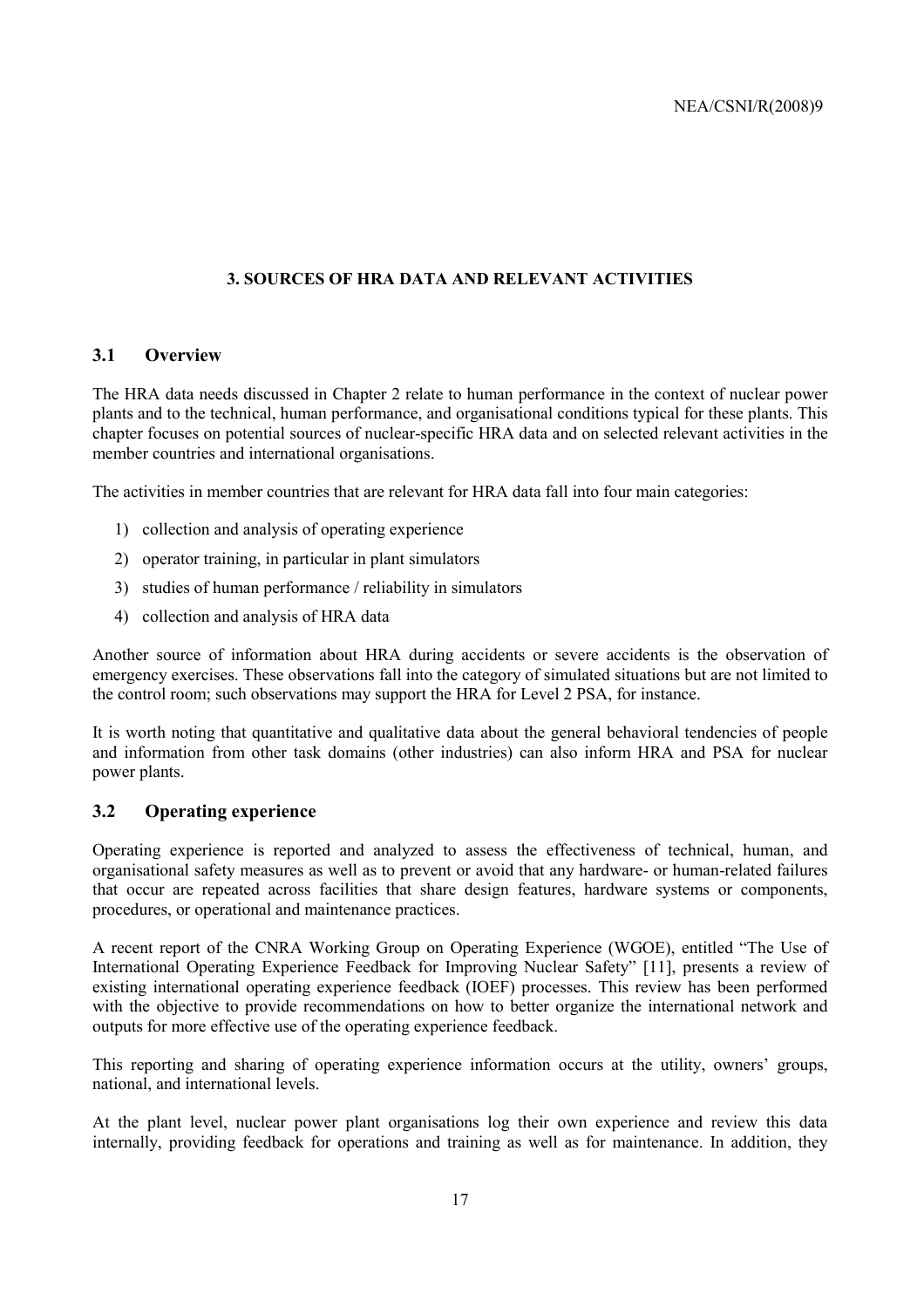# 3. SOURCES OF HRA DATA AND RELEVANT ACTIVITIES

## 3.1 Overview

The HRA data needs discussed in Chapter 2 relate to human performance in the context of nuclear power plants and to the technical, human performance, and organisational conditions typical for these plants. This chapter focuses on potential sources of nuclear-specific HRA data and on selected relevant activities in the member countries and international organisations.

The activities in member countries that are relevant for HRA data fall into four main categories:

1) collection and analysis of operating experience
2) operator training, in particular in plant simulators
3) studies of human performance / reliability in simulators
4) collection and analysis of HRA data

Another source of information about HRA during accidents or severe accidents is the observation of emergency exercises. These observations fall into the category of simulated situations but are not limited to the control room; such observations may support the HRA for Level 2 PSA, for instance.

It is worth noting that quantitative and qualitative data about the general behavioral tendencies of people and information from other task domains (other industries) can also inform HRA and PSA for nuclear power plants.

## 3.2 Operating experience

Operating experience is reported and analyzed to assess the effectiveness of technical, human, and organisational safety measures as well as to prevent or avoid that any hardware- or human-related failures that occur are repeated across facilities that share design features, hardware systems or components, procedures, or operational and maintenance practices.

A recent report of the CNRA Working Group on Operating Experience (WGOE), entitled "The Use of International Operating Experience Feedback for Improving Nuclear Safety" [11], presents a review of existing international operating experience feedback (IOEF) processes. This review has been performed with the objective to provide recommendations on how to better organize the international network and outputs for more effective use of the operating experience feedback.

This reporting and sharing of operating experience information occurs at the utility, owners' groups, national, and international levels.

At the plant level, nuclear power plant organisations log their own experience and review this data internally, providing feedback for operations and training as well as for maintenance. In addition, they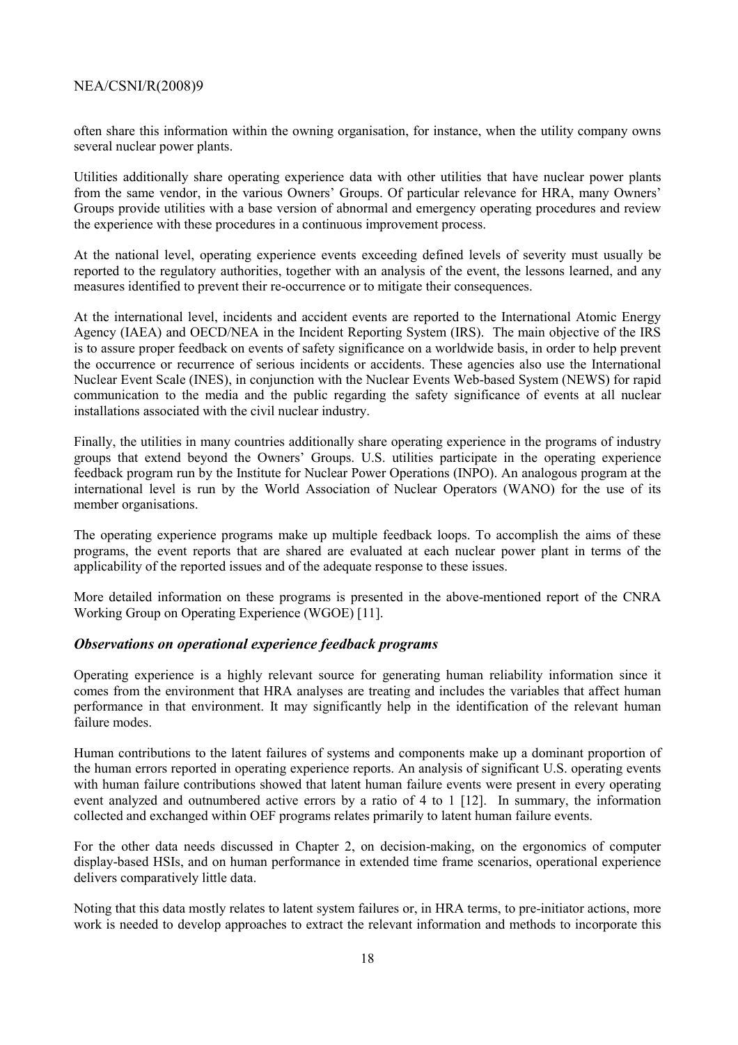often share this information within the owning organisation, for instance, when the utility company owns several nuclear power plants.

Utilities additionally share operating experience data with other utilities that have nuclear power plants from the same vendor, in the various Owners' Groups. Of particular relevance for HRA, many Owners' Groups provide utilities with a base version of abnormal and emergency operating procedures and review the experience with these procedures in a continuous improvement process.

At the national level, operating experience events exceeding defined levels of severity must usually be reported to the regulatory authorities, together with an analysis of the event, the lessons learned, and any measures identified to prevent their re-occurrence or to mitigate their consequences.

At the international level, incidents and accident events are reported to the International Atomic Energy Agency (IAEA) and OECD/NEA in the Incident Reporting System (IRS). The main objective of the IRS is to assure proper feedback on events of safety significance on a worldwide basis, in order to help prevent the occurrence or recurrence of serious incidents or accidents. These agencies also use the International Nuclear Event Scale (INES), in conjunction with the Nuclear Events Web-based System (NEWS) for rapid communication to the media and the public regarding the safety significance of events at all nuclear installations associated with the civil nuclear industry.

Finally, the utilities in many countries additionally share operating experience in the programs of industry groups that extend beyond the Owners' Groups. U.S. utilities participate in the operating experience feedback program run by the Institute for Nuclear Power Operations (INPO). An analogous program at the international level is run by the World Association of Nuclear Operators (WANO) for the use of its member organisations.

The operating experience programs make up multiple feedback loops. To accomplish the aims of these programs, the event reports that are shared are evaluated at each nuclear power plant in terms of the applicability of the reported issues and of the adequate response to these issues.

More detailed information on these programs is presented in the above-mentioned report of the CNRA Working Group on Operating Experience (WGOE) [11].

### *Observations on operational experience feedback programs*

Operating experience is a highly relevant source for generating human reliability information since it comes from the environment that HRA analyses are treating and includes the variables that affect human performance in that environment. It may significantly help in the identification of the relevant human failure modes.

Human contributions to the latent failures of systems and components make up a dominant proportion of the human errors reported in operating experience reports. An analysis of significant U.S. operating events with human failure contributions showed that latent human failure events were present in every operating event analyzed and outnumbered active errors by a ratio of 4 to 1 [12]. In summary, the information collected and exchanged within OEF programs relates primarily to latent human failure events.

For the other data needs discussed in Chapter 2, on decision-making, on the ergonomics of computer display-based HSIs, and on human performance in extended time frame scenarios, operational experience delivers comparatively little data.

Noting that this data mostly relates to latent system failures or, in HRA terms, to pre-initiator actions, more work is needed to develop approaches to extract the relevant information and methods to incorporate this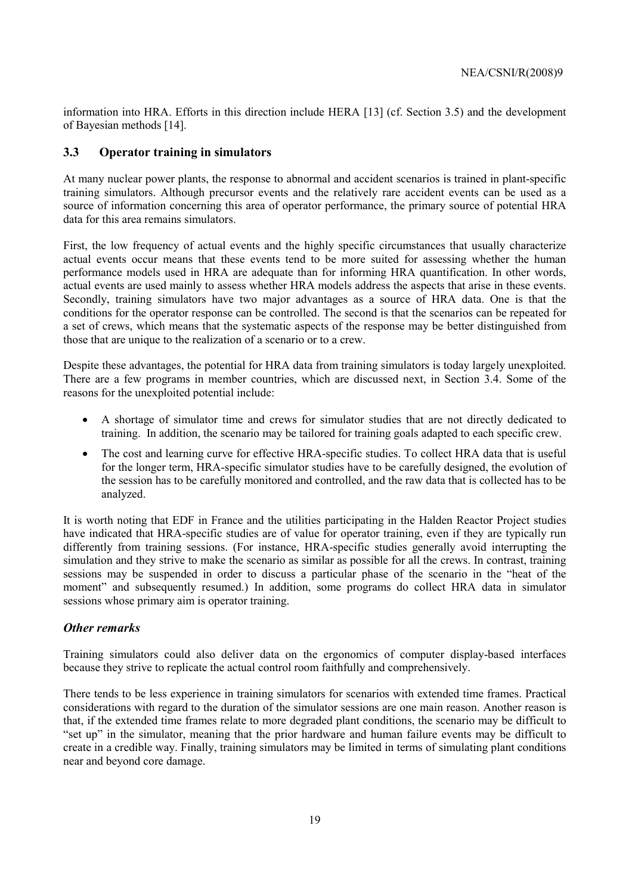information into HRA. Efforts in this direction include HERA [13] (cf. Section 3.5) and the development of Bayesian methods [14].

## 3.3 Operator training in simulators

At many nuclear power plants, the response to abnormal and accident scenarios is trained in plant-specific training simulators. Although precursor events and the relatively rare accident events can be used as a source of information concerning this area of operator performance, the primary source of potential HRA data for this area remains simulators.

First, the low frequency of actual events and the highly specific circumstances that usually characterize actual events occur means that these events tend to be more suited for assessing whether the human performance models used in HRA are adequate than for informing HRA quantification. In other words, actual events are used mainly to assess whether HRA models address the aspects that arise in these events. Secondly, training simulators have two major advantages as a source of HRA data. One is that the conditions for the operator response can be controlled. The second is that the scenarios can be repeated for a set of crews, which means that the systematic aspects of the response may be better distinguished from those that are unique to the realization of a scenario or to a crew.

Despite these advantages, the potential for HRA data from training simulators is today largely unexploited. There are a few programs in member countries, which are discussed next, in Section 3.4. Some of the reasons for the unexploited potential include:

- A shortage of simulator time and crews for simulator studies that are not directly dedicated to training. In addition, the scenario may be tailored for training goals adapted to each specific crew.
- The cost and learning curve for effective HRA-specific studies. To collect HRA data that is useful for the longer term, HRA-specific simulator studies have to be carefully designed, the evolution of the session has to be carefully monitored and controlled, and the raw data that is collected has to be analyzed.

It is worth noting that EDF in France and the utilities participating in the Halden Reactor Project studies have indicated that HRA-specific studies are of value for operator training, even if they are typically run differently from training sessions. (For instance, HRA-specific studies generally avoid interrupting the simulation and they strive to make the scenario as similar as possible for all the crews. In contrast, training sessions may be suspended in order to discuss a particular phase of the scenario in the "heat of the moment" and subsequently resumed.) In addition, some programs do collect HRA data in simulator sessions whose primary aim is operator training.

### *Other remarks*

Training simulators could also deliver data on the ergonomics of computer display-based interfaces because they strive to replicate the actual control room faithfully and comprehensively.

There tends to be less experience in training simulators for scenarios with extended time frames. Practical considerations with regard to the duration of the simulator sessions are one main reason. Another reason is that, if the extended time frames relate to more degraded plant conditions, the scenario may be difficult to "set up" in the simulator, meaning that the prior hardware and human failure events may be difficult to create in a credible way. Finally, training simulators may be limited in terms of simulating plant conditions near and beyond core damage.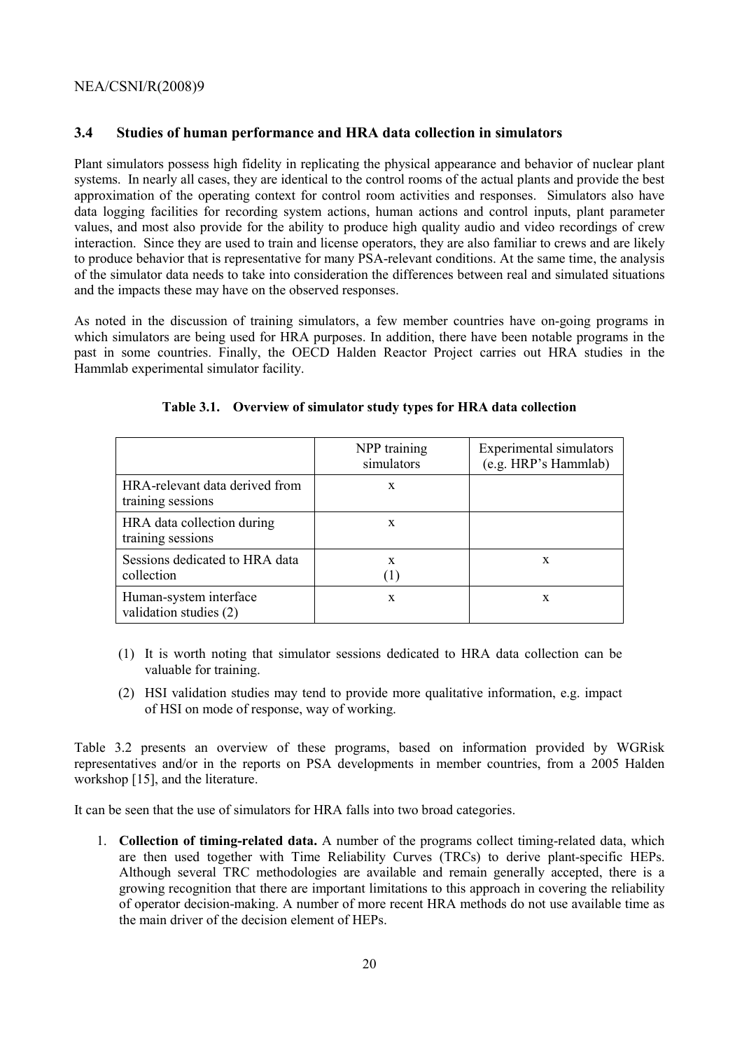### 3.4 Studies of human performance and HRA data collection in simulators

Plant simulators possess high fidelity in replicating the physical appearance and behavior of nuclear plant systems. In nearly all cases, they are identical to the control rooms of the actual plants and provide the best approximation of the operating context for control room activities and responses. Simulators also have data logging facilities for recording system actions, human actions and control inputs, plant parameter values, and most also provide for the ability to produce high quality audio and video recordings of crew interaction. Since they are used to train and license operators, they are also familiar to crews and are likely to produce behavior that is representative for many PSA-relevant conditions. At the same time, the analysis of the simulator data needs to take into consideration the differences between real and simulated situations and the impacts these may have on the observed responses.

As noted in the discussion of training simulators, a few member countries have on-going programs in which simulators are being used for HRA purposes. In addition, there have been notable programs in the past in some countries. Finally, the OECD Halden Reactor Project carries out HRA studies in the Hammlab experimental simulator facility.

**Table 3.1. Overview of simulator study types for HRA data collection**

| | NPP training simulators | Experimental simulators (e.g. HRP's Hammlab) |
|---|---|---|
| HRA-relevant data derived from training sessions | x | |
| HRA data collection during training sessions | x | |
| Sessions dedicated to HRA data collection | x (1) | x |
| Human-system interface validation studies (2) | x | x |

(1) It is worth noting that simulator sessions dedicated to HRA data collection can be valuable for training.

(2) HSI validation studies may tend to provide more qualitative information, e.g. impact of HSI on mode of response, way of working.

Table 3.2 presents an overview of these programs, based on information provided by WGRisk representatives and/or in the reports on PSA developments in member countries, from a 2005 Halden workshop [15], and the literature.

It can be seen that the use of simulators for HRA falls into two broad categories.

1. **Collection of timing-related data.** A number of the programs collect timing-related data, which are then used together with Time Reliability Curves (TRCs) to derive plant-specific HEPs. Although several TRC methodologies are available and remain generally accepted, there is a growing recognition that there are important limitations to this approach in covering the reliability of operator decision-making. A number of more recent HRA methods do not use available time as the main driver of the decision element of HEPs.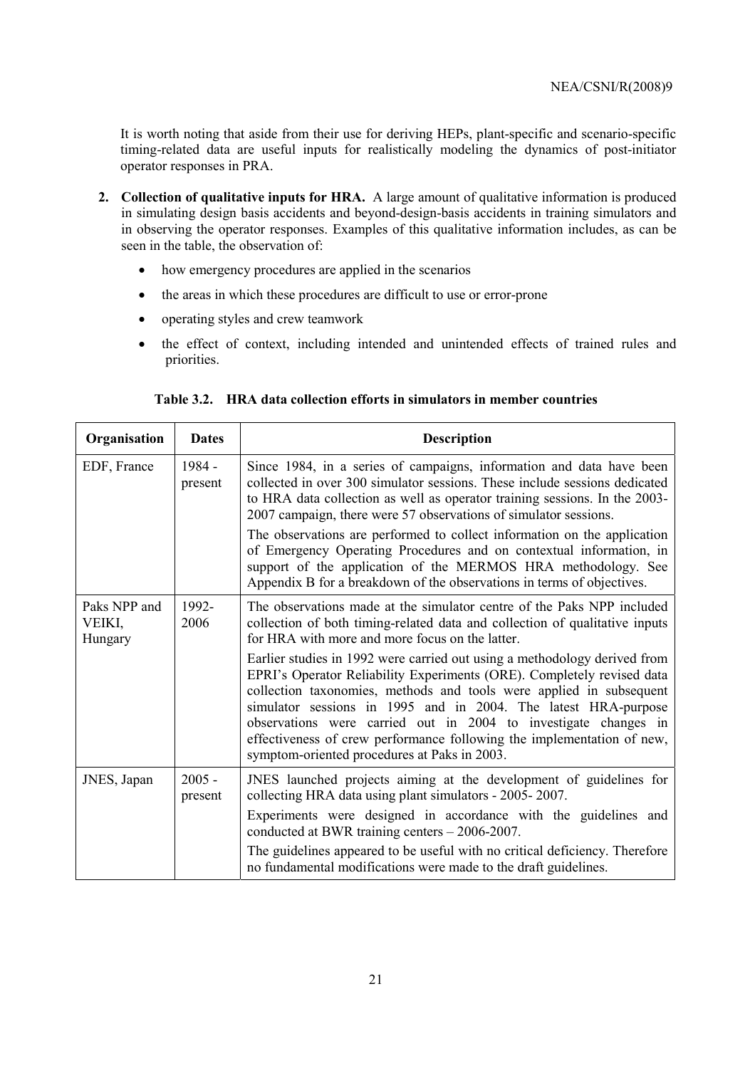It is worth noting that aside from their use for deriving HEPs, plant-specific and scenario-specific timing-related data are useful inputs for realistically modeling the dynamics of post-initiator operator responses in PRA.

2. **Collection of qualitative inputs for HRA.** A large amount of qualitative information is produced in simulating design basis accidents and beyond-design-basis accidents in training simulators and in observing the operator responses. Examples of this qualitative information includes, as can be seen in the table, the observation of:

   - how emergency procedures are applied in the scenarios
   - the areas in which these procedures are difficult to use or error-prone
   - operating styles and crew teamwork
   - the effect of context, including intended and unintended effects of trained rules and priorities.

**Table 3.2. HRA data collection efforts in simulators in member countries**

| Organisation | Dates | Description |
|---|---|---|
| EDF, France | 1984 - present | Since 1984, in a series of campaigns, information and data have been collected in over 300 simulator sessions. These include sessions dedicated to HRA data collection as well as operator training sessions. In the 2003-2007 campaign, there were 57 observations of simulator sessions.<br><br>The observations are performed to collect information on the application of Emergency Operating Procedures and on contextual information, in support of the application of the MERMOS HRA methodology. See Appendix B for a breakdown of the observations in terms of objectives. |
| Paks NPP and VEIKI, Hungary | 1992-2006 | The observations made at the simulator centre of the Paks NPP included collection of both timing-related data and collection of qualitative inputs for HRA with more and more focus on the latter.<br><br>Earlier studies in 1992 were carried out using a methodology derived from EPRI's Operator Reliability Experiments (ORE). Completely revised data collection taxonomies, methods and tools were applied in subsequent simulator sessions in 1995 and in 2004. The latest HRA-purpose observations were carried out in 2004 to investigate changes in effectiveness of crew performance following the implementation of new, symptom-oriented procedures at Paks in 2003. |
| JNES, Japan | 2005 - present | JNES launched projects aiming at the development of guidelines for collecting HRA data using plant simulators - 2005- 2007.<br><br>Experiments were designed in accordance with the guidelines and conducted at BWR training centers – 2006-2007.<br><br>The guidelines appeared to be useful with no critical deficiency. Therefore no fundamental modifications were made to the draft guidelines. |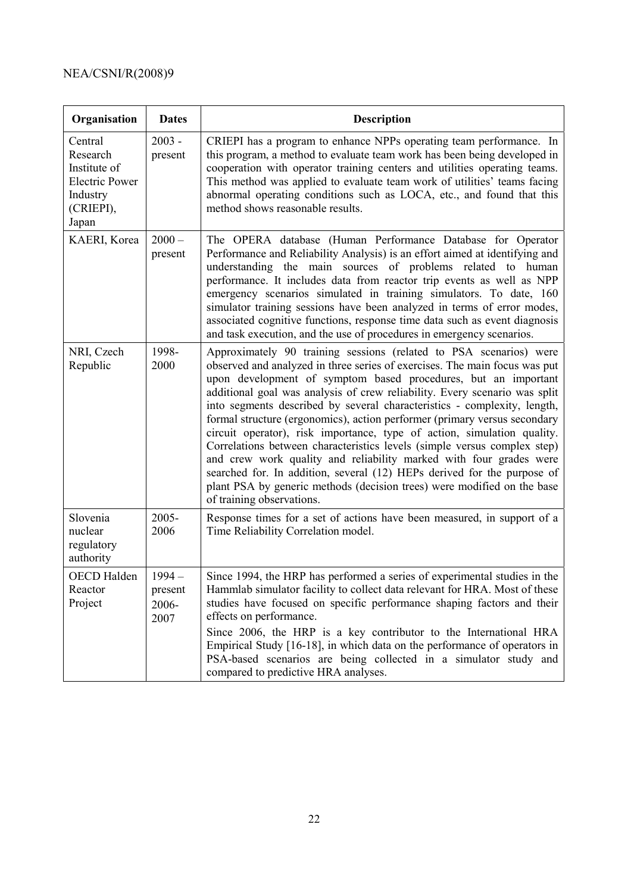| Organisation | Dates | Description |
|---|---|---|
| Central Research Institute of Electric Power Industry (CRIEPI), Japan | 2003 - present | CRIEPI has a program to enhance NPPs operating team performance. In this program, a method to evaluate team work has been being developed in cooperation with operator training centers and utilities operating teams. This method was applied to evaluate team work of utilities' teams facing abnormal operating conditions such as LOCA, etc., and found that this method shows reasonable results. |
| KAERI, Korea | 2000 – present | The OPERA database (Human Performance Database for Operator Performance and Reliability Analysis) is an effort aimed at identifying and understanding the main sources of problems related to human performance. It includes data from reactor trip events as well as NPP emergency scenarios simulated in training simulators. To date, 160 simulator training sessions have been analyzed in terms of error modes, associated cognitive functions, response time data such as event diagnosis and task execution, and the use of procedures in emergency scenarios. |
| NRI, Czech Republic | 1998-2000 | Approximately 90 training sessions (related to PSA scenarios) were observed and analyzed in three series of exercises. The main focus was put upon development of symptom based procedures, but an important additional goal was analysis of crew reliability. Every scenario was split into segments described by several characteristics - complexity, length, formal structure (ergonomics), action performer (primary versus secondary circuit operator), risk importance, type of action, simulation quality. Correlations between characteristics levels (simple versus complex step) and crew work quality and reliability marked with four grades were searched for. In addition, several (12) HEPs derived for the purpose of plant PSA by generic methods (decision trees) were modified on the base of training observations. |
| Slovenia nuclear regulatory authority | 2005-2006 | Response times for a set of actions have been measured, in support of a Time Reliability Correlation model. |
| OECD Halden Reactor Project | 1994 – present<br>2006-2007 | Since 1994, the HRP has performed a series of experimental studies in the Hammlab simulator facility to collect data relevant for HRA. Most of these studies have focused on specific performance shaping factors and their effects on performance.<br>Since 2006, the HRP is a key contributor to the International HRA Empirical Study [16-18], in which data on the performance of operators in PSA-based scenarios are being collected in a simulator study and compared to predictive HRA analyses. |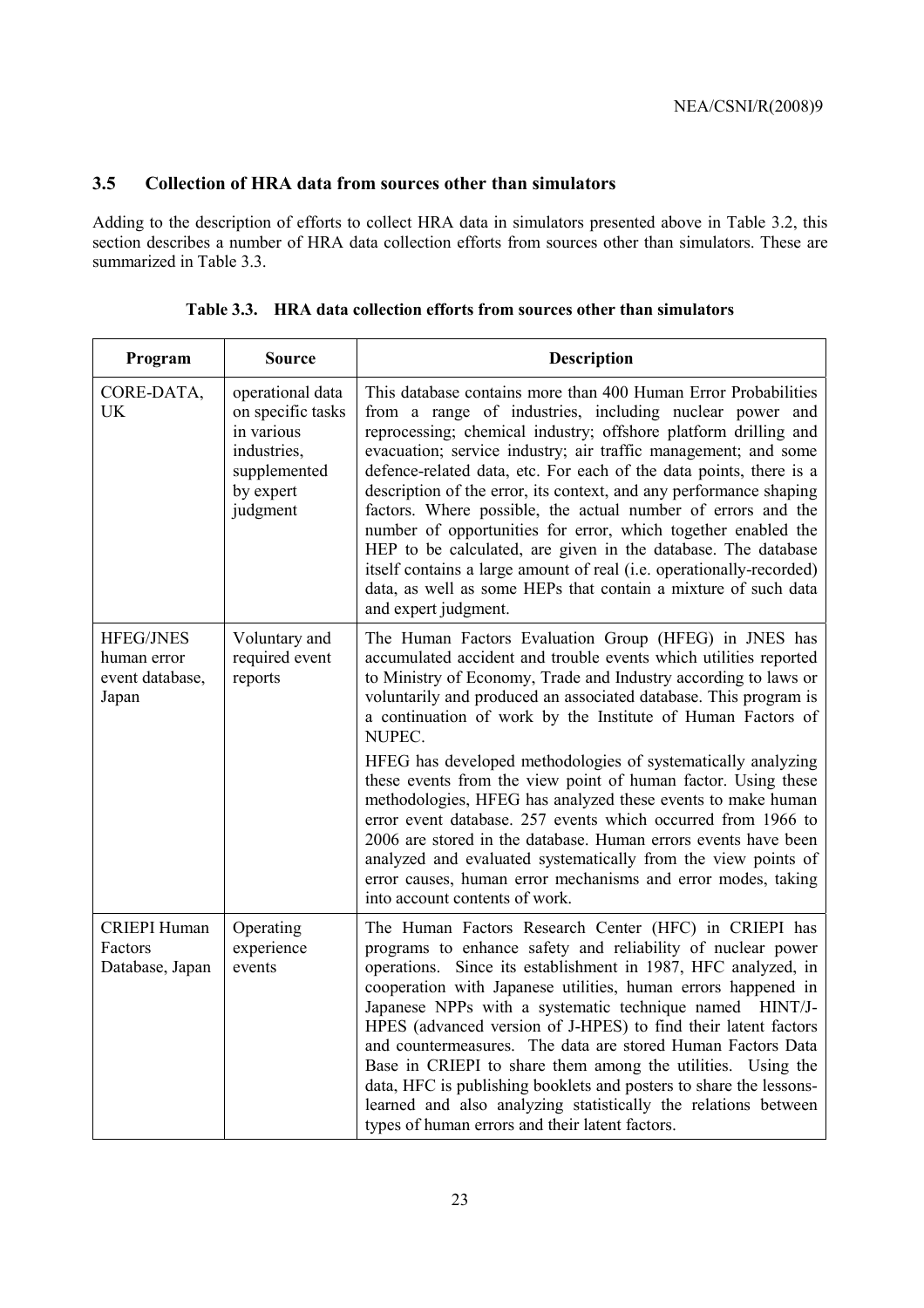## 3.5 Collection of HRA data from sources other than simulators

Adding to the description of efforts to collect HRA data in simulators presented above in Table 3.2, this section describes a number of HRA data collection efforts from sources other than simulators. These are summarized in Table 3.3.

**Table 3.3. HRA data collection efforts from sources other than simulators**

| Program | Source | Description |
|---|---|---|
| CORE-DATA, UK | operational data on specific tasks in various industries, supplemented by expert judgment | This database contains more than 400 Human Error Probabilities from a range of industries, including nuclear power and reprocessing; chemical industry; offshore platform drilling and evacuation; service industry; air traffic management; and some defence-related data, etc. For each of the data points, there is a description of the error, its context, and any performance shaping factors. Where possible, the actual number of errors and the number of opportunities for error, which together enabled the HEP to be calculated, are given in the database. The database itself contains a large amount of real (i.e. operationally-recorded) data, as well as some HEPs that contain a mixture of such data and expert judgment. |
| HFEG/JNES human error event database, Japan | Voluntary and required event reports | The Human Factors Evaluation Group (HFEG) in JNES has accumulated accident and trouble events which utilities reported to Ministry of Economy, Trade and Industry according to laws or voluntarily and produced an associated database. This program is a continuation of work by the Institute of Human Factors of NUPEC.<br><br>HFEG has developed methodologies of systematically analyzing these events from the view point of human factor. Using these methodologies, HFEG has analyzed these events to make human error event database. 257 events which occurred from 1966 to 2006 are stored in the database. Human errors events have been analyzed and evaluated systematically from the view points of error causes, human error mechanisms and error modes, taking into account contents of work. |
| CRIEPI Human Factors Database, Japan | Operating experience events | The Human Factors Research Center (HFC) in CRIEPI has programs to enhance safety and reliability of nuclear power operations. Since its establishment in 1987, HFC analyzed, in cooperation with Japanese utilities, human errors happened in Japanese NPPs with a systematic technique named HINT/J-HPES (advanced version of J-HPES) to find their latent factors and countermeasures. The data are stored Human Factors Data Base in CRIEPI to share them among the utilities. Using the data, HFC is publishing booklets and posters to share the lessons-learned and also analyzing statistically the relations between types of human errors and their latent factors. |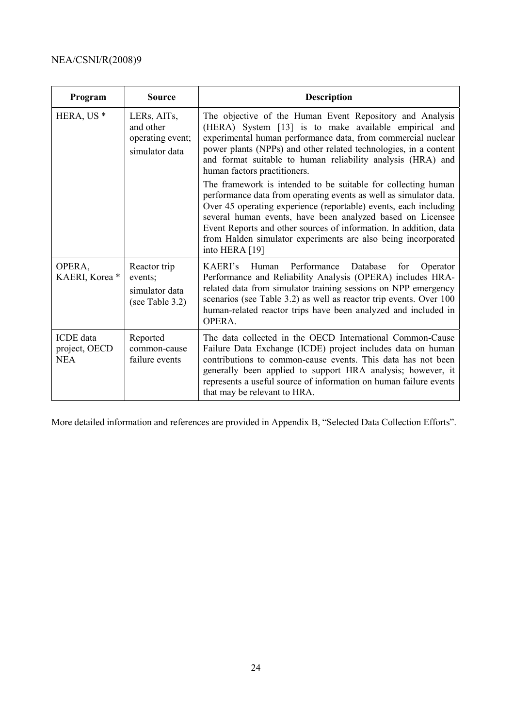| Program | Source | Description |
| --- | --- | --- |
| HERA, US * | LERs, AITs, and other operating event; simulator data | The objective of the Human Event Repository and Analysis (HERA) System [13] is to make available empirical and experimental human performance data, from commercial nuclear power plants (NPPs) and other related technologies, in a content and format suitable to human reliability analysis (HRA) and human factors practitioners.<br><br>The framework is intended to be suitable for collecting human performance data from operating events as well as simulator data. Over 45 operating experience (reportable) events, each including several human events, have been analyzed based on Licensee Event Reports and other sources of information. In addition, data from Halden simulator experiments are also being incorporated into HERA [19] |
| OPERA, KAERI, Korea * | Reactor trip events; simulator data (see Table 3.2) | KAERI's Human Performance Database for Operator Performance and Reliability Analysis (OPERA) includes HRA-related data from simulator training sessions on NPP emergency scenarios (see Table 3.2) as well as reactor trip events. Over 100 human-related reactor trips have been analyzed and included in OPERA. |
| ICDE data project, OECD NEA | Reported common-cause failure events | The data collected in the OECD International Common-Cause Failure Data Exchange (ICDE) project includes data on human contributions to common-cause events. This data has not been generally been applied to support HRA analysis; however, it represents a useful source of information on human failure events that may be relevant to HRA. |

More detailed information and references are provided in Appendix B, "Selected Data Collection Efforts".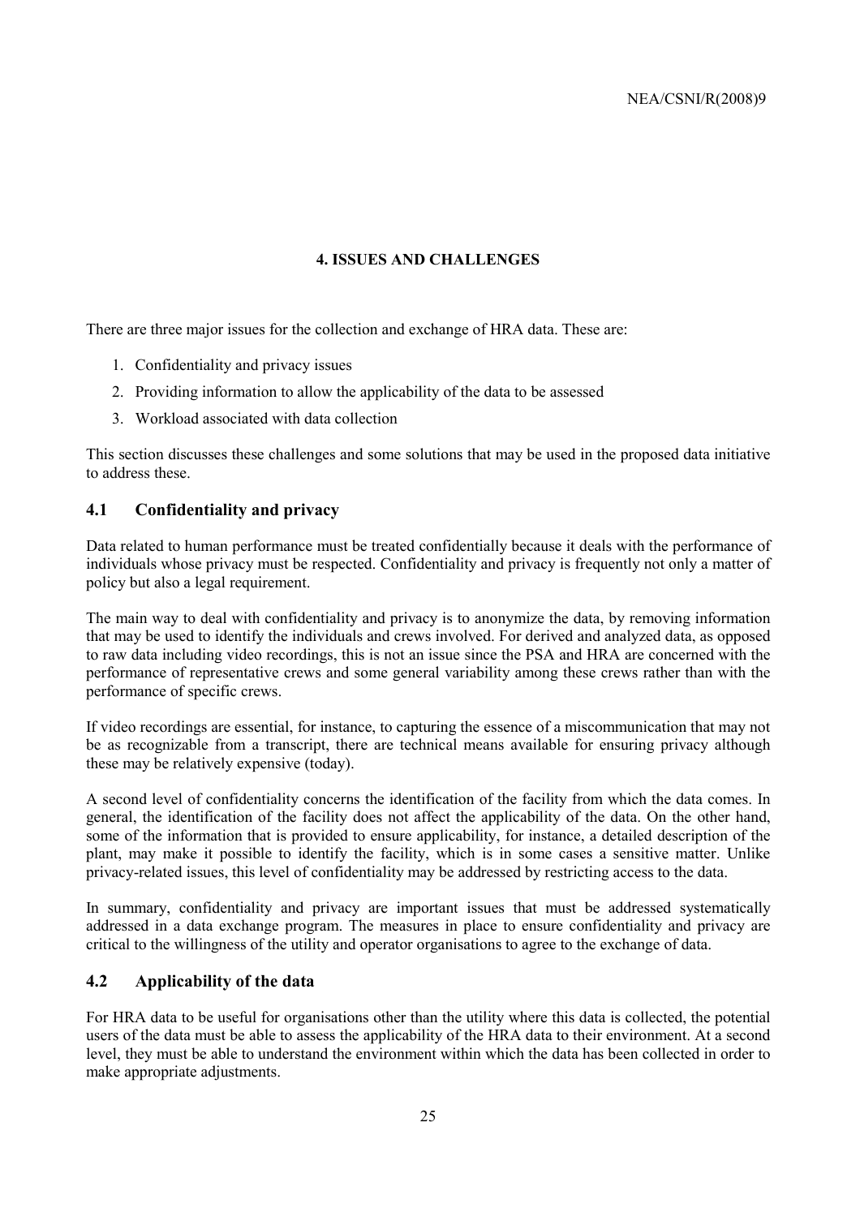# 4. ISSUES AND CHALLENGES

There are three major issues for the collection and exchange of HRA data. These are:

1. Confidentiality and privacy issues
2. Providing information to allow the applicability of the data to be assessed
3. Workload associated with data collection

This section discusses these challenges and some solutions that may be used in the proposed data initiative to address these.

## 4.1 Confidentiality and privacy

Data related to human performance must be treated confidentially because it deals with the performance of individuals whose privacy must be respected. Confidentiality and privacy is frequently not only a matter of policy but also a legal requirement.

The main way to deal with confidentiality and privacy is to anonymize the data, by removing information that may be used to identify the individuals and crews involved. For derived and analyzed data, as opposed to raw data including video recordings, this is not an issue since the PSA and HRA are concerned with the performance of representative crews and some general variability among these crews rather than with the performance of specific crews.

If video recordings are essential, for instance, to capturing the essence of a miscommunication that may not be as recognizable from a transcript, there are technical means available for ensuring privacy although these may be relatively expensive (today).

A second level of confidentiality concerns the identification of the facility from which the data comes. In general, the identification of the facility does not affect the applicability of the data. On the other hand, some of the information that is provided to ensure applicability, for instance, a detailed description of the plant, may make it possible to identify the facility, which is in some cases a sensitive matter. Unlike privacy-related issues, this level of confidentiality may be addressed by restricting access to the data.

In summary, confidentiality and privacy are important issues that must be addressed systematically addressed in a data exchange program. The measures in place to ensure confidentiality and privacy are critical to the willingness of the utility and operator organisations to agree to the exchange of data.

## 4.2 Applicability of the data

For HRA data to be useful for organisations other than the utility where this data is collected, the potential users of the data must be able to assess the applicability of the HRA data to their environment. At a second level, they must be able to understand the environment within which the data has been collected in order to make appropriate adjustments.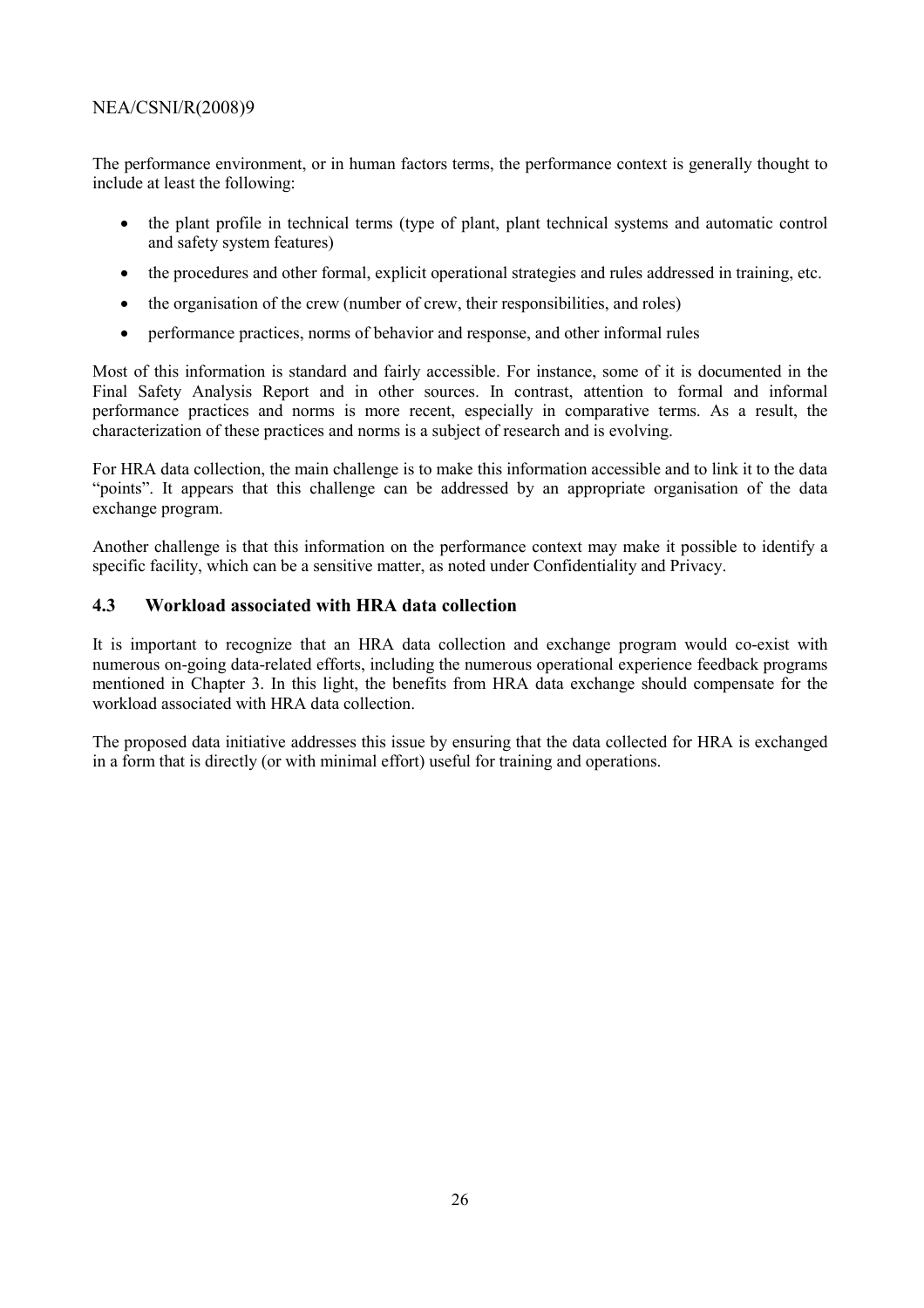The performance environment, or in human factors terms, the performance context is generally thought to include at least the following:

- the plant profile in technical terms (type of plant, plant technical systems and automatic control and safety system features)
- the procedures and other formal, explicit operational strategies and rules addressed in training, etc.
- the organisation of the crew (number of crew, their responsibilities, and roles)
- performance practices, norms of behavior and response, and other informal rules

Most of this information is standard and fairly accessible. For instance, some of it is documented in the Final Safety Analysis Report and in other sources. In contrast, attention to formal and informal performance practices and norms is more recent, especially in comparative terms. As a result, the characterization of these practices and norms is a subject of research and is evolving.

For HRA data collection, the main challenge is to make this information accessible and to link it to the data "points". It appears that this challenge can be addressed by an appropriate organisation of the data exchange program.

Another challenge is that this information on the performance context may make it possible to identify a specific facility, which can be a sensitive matter, as noted under Confidentiality and Privacy.

### 4.3 Workload associated with HRA data collection

It is important to recognize that an HRA data collection and exchange program would co-exist with numerous on-going data-related efforts, including the numerous operational experience feedback programs mentioned in Chapter 3. In this light, the benefits from HRA data exchange should compensate for the workload associated with HRA data collection.

The proposed data initiative addresses this issue by ensuring that the data collected for HRA is exchanged in a form that is directly (or with minimal effort) useful for training and operations.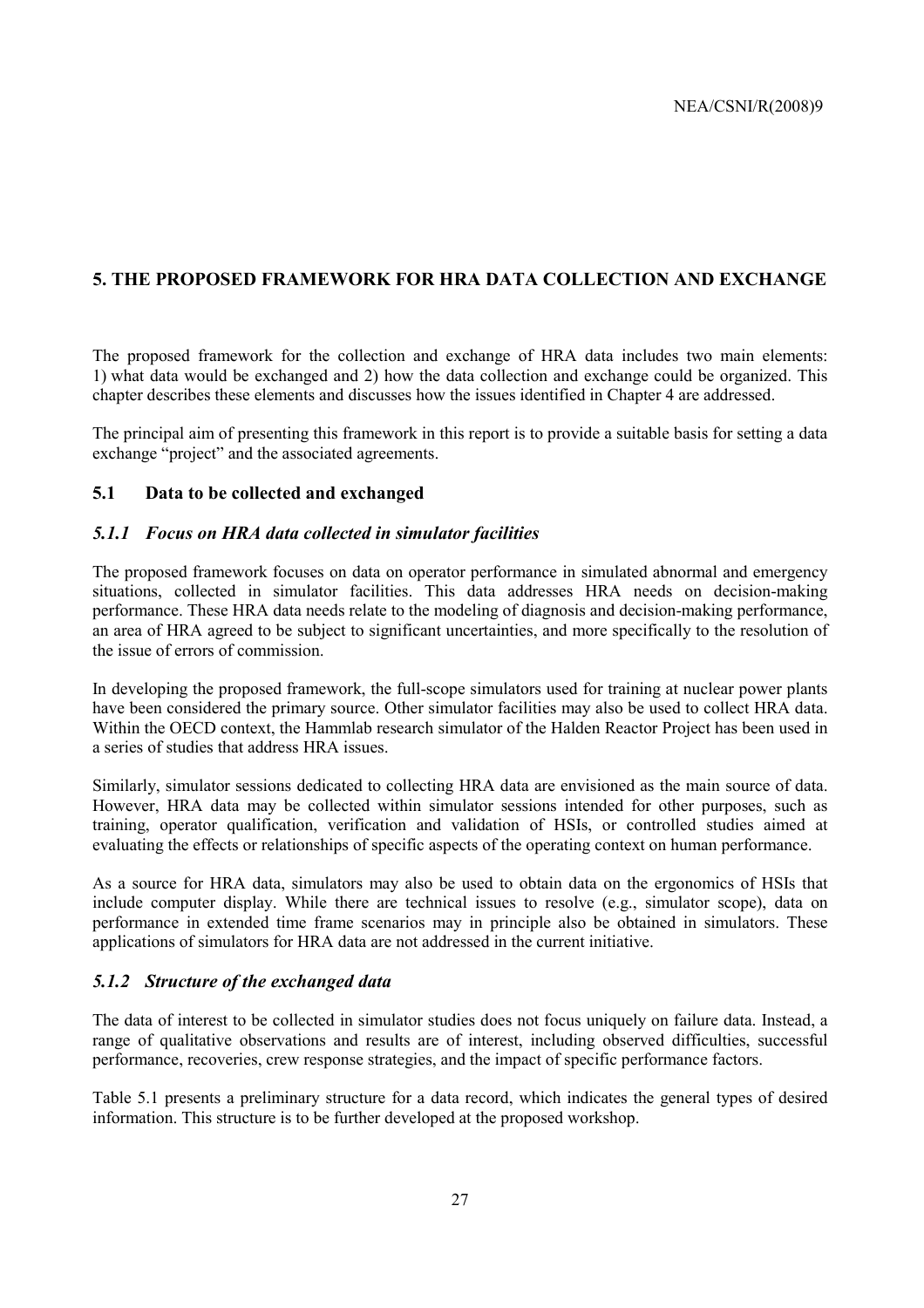## 5. THE PROPOSED FRAMEWORK FOR HRA DATA COLLECTION AND EXCHANGE

The proposed framework for the collection and exchange of HRA data includes two main elements: 1) what data would be exchanged and 2) how the data collection and exchange could be organized. This chapter describes these elements and discusses how the issues identified in Chapter 4 are addressed.

The principal aim of presenting this framework in this report is to provide a suitable basis for setting a data exchange "project" and the associated agreements.

### 5.1 Data to be collected and exchanged

#### *5.1.1 Focus on HRA data collected in simulator facilities*

The proposed framework focuses on data on operator performance in simulated abnormal and emergency situations, collected in simulator facilities. This data addresses HRA needs on decision-making performance. These HRA data needs relate to the modeling of diagnosis and decision-making performance, an area of HRA agreed to be subject to significant uncertainties, and more specifically to the resolution of the issue of errors of commission.

In developing the proposed framework, the full-scope simulators used for training at nuclear power plants have been considered the primary source. Other simulator facilities may also be used to collect HRA data. Within the OECD context, the Hammlab research simulator of the Halden Reactor Project has been used in a series of studies that address HRA issues.

Similarly, simulator sessions dedicated to collecting HRA data are envisioned as the main source of data. However, HRA data may be collected within simulator sessions intended for other purposes, such as training, operator qualification, verification and validation of HSIs, or controlled studies aimed at evaluating the effects or relationships of specific aspects of the operating context on human performance.

As a source for HRA data, simulators may also be used to obtain data on the ergonomics of HSIs that include computer display. While there are technical issues to resolve (e.g., simulator scope), data on performance in extended time frame scenarios may in principle also be obtained in simulators. These applications of simulators for HRA data are not addressed in the current initiative.

#### *5.1.2 Structure of the exchanged data*

The data of interest to be collected in simulator studies does not focus uniquely on failure data. Instead, a range of qualitative observations and results are of interest, including observed difficulties, successful performance, recoveries, crew response strategies, and the impact of specific performance factors.

Table 5.1 presents a preliminary structure for a data record, which indicates the general types of desired information. This structure is to be further developed at the proposed workshop.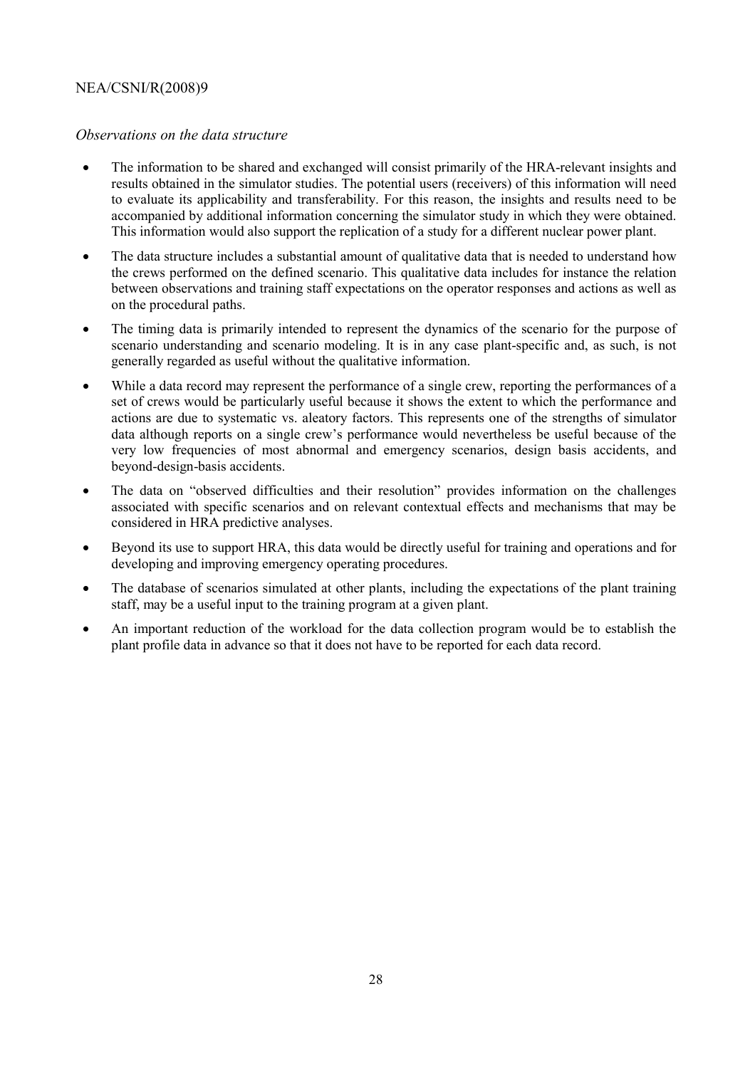*Observations on the data structure*

- The information to be shared and exchanged will consist primarily of the HRA-relevant insights and results obtained in the simulator studies. The potential users (receivers) of this information will need to evaluate its applicability and transferability. For this reason, the insights and results need to be accompanied by additional information concerning the simulator study in which they were obtained. This information would also support the replication of a study for a different nuclear power plant.
- The data structure includes a substantial amount of qualitative data that is needed to understand how the crews performed on the defined scenario. This qualitative data includes for instance the relation between observations and training staff expectations on the operator responses and actions as well as on the procedural paths.
- The timing data is primarily intended to represent the dynamics of the scenario for the purpose of scenario understanding and scenario modeling. It is in any case plant-specific and, as such, is not generally regarded as useful without the qualitative information.
- While a data record may represent the performance of a single crew, reporting the performances of a set of crews would be particularly useful because it shows the extent to which the performance and actions are due to systematic vs. aleatory factors. This represents one of the strengths of simulator data although reports on a single crew's performance would nevertheless be useful because of the very low frequencies of most abnormal and emergency scenarios, design basis accidents, and beyond-design-basis accidents.
- The data on "observed difficulties and their resolution" provides information on the challenges associated with specific scenarios and on relevant contextual effects and mechanisms that may be considered in HRA predictive analyses.
- Beyond its use to support HRA, this data would be directly useful for training and operations and for developing and improving emergency operating procedures.
- The database of scenarios simulated at other plants, including the expectations of the plant training staff, may be a useful input to the training program at a given plant.
- An important reduction of the workload for the data collection program would be to establish the plant profile data in advance so that it does not have to be reported for each data record.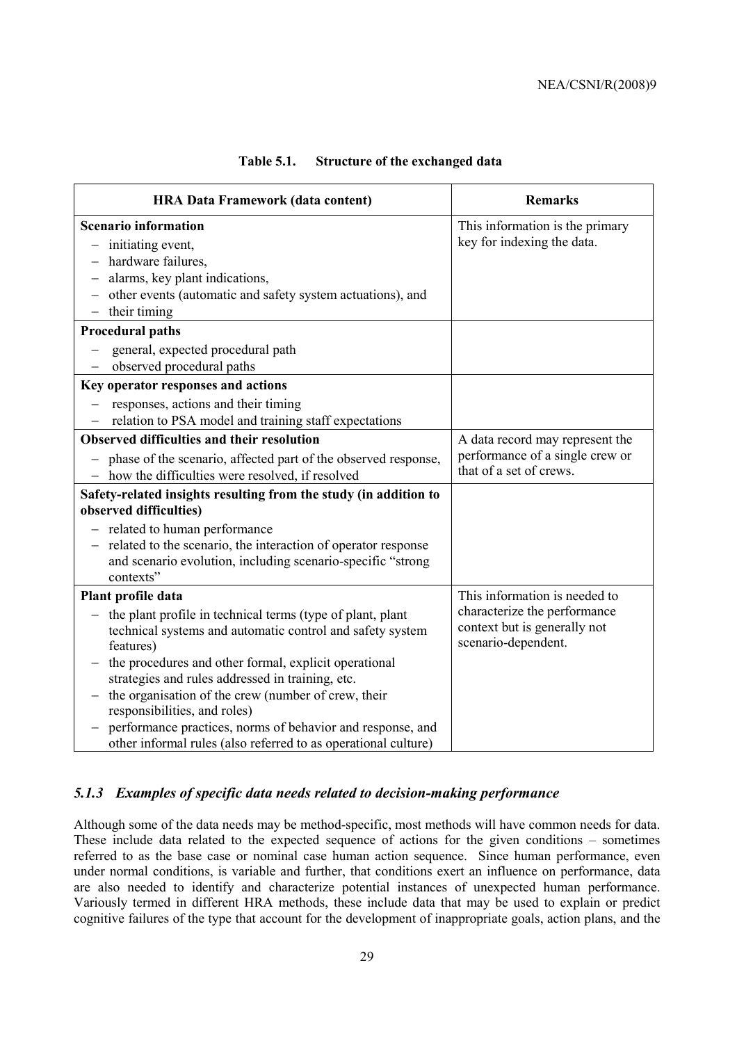**Table 5.1. Structure of the exchanged data**

| HRA Data Framework (data content) | Remarks |
|---|---|
| **Scenario information**<br>– initiating event,<br>– hardware failures,<br>– alarms, key plant indications,<br>– other events (automatic and safety system actuations), and<br>– their timing | This information is the primary key for indexing the data. |
| **Procedural paths**<br>– general, expected procedural path<br>– observed procedural paths | |
| **Key operator responses and actions**<br>– responses, actions and their timing<br>– relation to PSA model and training staff expectations | |
| **Observed difficulties and their resolution**<br>– phase of the scenario, affected part of the observed response,<br>– how the difficulties were resolved, if resolved | A data record may represent the performance of a single crew or that of a set of crews. |
| **Safety-related insights resulting from the study (in addition to observed difficulties)**<br>– related to human performance<br>– related to the scenario, the interaction of operator response and scenario evolution, including scenario-specific "strong contexts" | |
| **Plant profile data**<br>– the plant profile in technical terms (type of plant, plant technical systems and automatic control and safety system features)<br>– the procedures and other formal, explicit operational strategies and rules addressed in training, etc.<br>– the organisation of the crew (number of crew, their responsibilities, and roles)<br>– performance practices, norms of behavior and response, and other informal rules (also referred to as operational culture) | This information is needed to characterize the performance context but is generally not scenario-dependent. |

### *5.1.3 Examples of specific data needs related to decision-making performance*

Although some of the data needs may be method-specific, most methods will have common needs for data. These include data related to the expected sequence of actions for the given conditions – sometimes referred to as the base case or nominal case human action sequence. Since human performance, even under normal conditions, is variable and further, that conditions exert an influence on performance, data are also needed to identify and characterize potential instances of unexpected human performance. Variously termed in different HRA methods, these include data that may be used to explain or predict cognitive failures of the type that account for the development of inappropriate goals, action plans, and the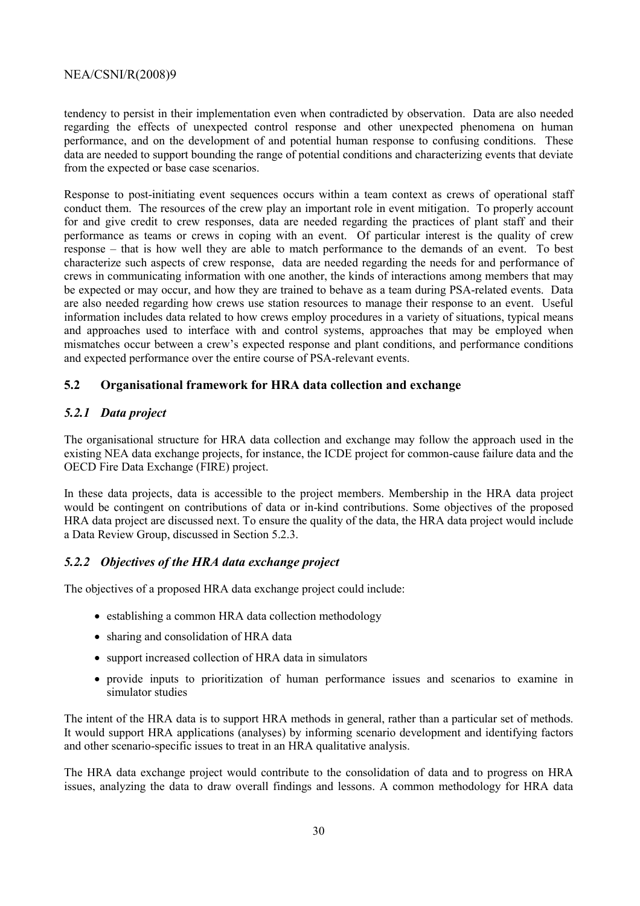tendency to persist in their implementation even when contradicted by observation. Data are also needed regarding the effects of unexpected control response and other unexpected phenomena on human performance, and on the development of and potential human response to confusing conditions. These data are needed to support bounding the range of potential conditions and characterizing events that deviate from the expected or base case scenarios.

Response to post-initiating event sequences occurs within a team context as crews of operational staff conduct them. The resources of the crew play an important role in event mitigation. To properly account for and give credit to crew responses, data are needed regarding the practices of plant staff and their performance as teams or crews in coping with an event. Of particular interest is the quality of crew response – that is how well they are able to match performance to the demands of an event. To best characterize such aspects of crew response, data are needed regarding the needs for and performance of crews in communicating information with one another, the kinds of interactions among members that may be expected or may occur, and how they are trained to behave as a team during PSA-related events. Data are also needed regarding how crews use station resources to manage their response to an event. Useful information includes data related to how crews employ procedures in a variety of situations, typical means and approaches used to interface with and control systems, approaches that may be employed when mismatches occur between a crew's expected response and plant conditions, and performance conditions and expected performance over the entire course of PSA-relevant events.

## 5.2 Organisational framework for HRA data collection and exchange

### *5.2.1 Data project*

The organisational structure for HRA data collection and exchange may follow the approach used in the existing NEA data exchange projects, for instance, the ICDE project for common-cause failure data and the OECD Fire Data Exchange (FIRE) project.

In these data projects, data is accessible to the project members. Membership in the HRA data project would be contingent on contributions of data or in-kind contributions. Some objectives of the proposed HRA data project are discussed next. To ensure the quality of the data, the HRA data project would include a Data Review Group, discussed in Section 5.2.3.

### *5.2.2 Objectives of the HRA data exchange project*

The objectives of a proposed HRA data exchange project could include:

- establishing a common HRA data collection methodology
- sharing and consolidation of HRA data
- support increased collection of HRA data in simulators
- provide inputs to prioritization of human performance issues and scenarios to examine in simulator studies

The intent of the HRA data is to support HRA methods in general, rather than a particular set of methods. It would support HRA applications (analyses) by informing scenario development and identifying factors and other scenario-specific issues to treat in an HRA qualitative analysis.

The HRA data exchange project would contribute to the consolidation of data and to progress on HRA issues, analyzing the data to draw overall findings and lessons. A common methodology for HRA data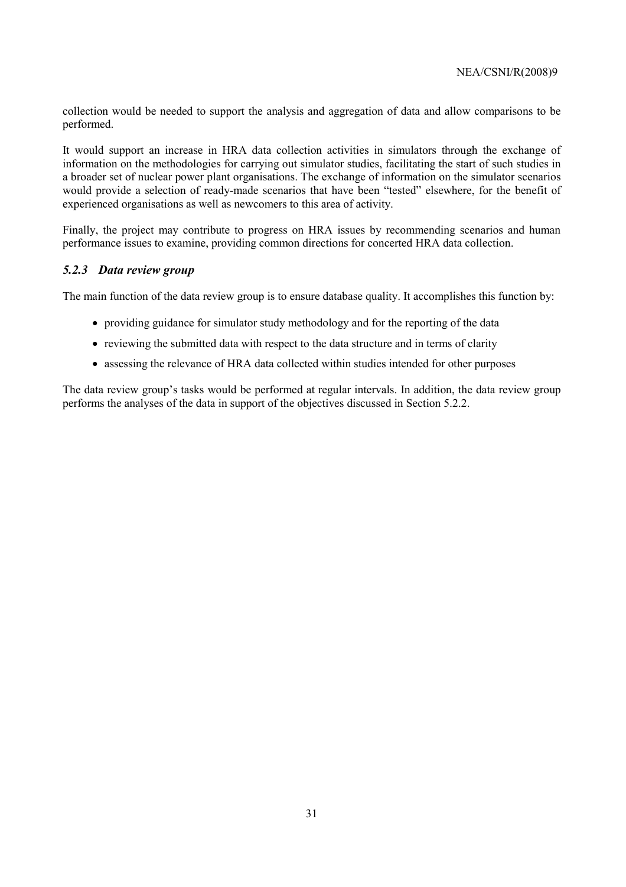collection would be needed to support the analysis and aggregation of data and allow comparisons to be performed.

It would support an increase in HRA data collection activities in simulators through the exchange of information on the methodologies for carrying out simulator studies, facilitating the start of such studies in a broader set of nuclear power plant organisations. The exchange of information on the simulator scenarios would provide a selection of ready-made scenarios that have been "tested" elsewhere, for the benefit of experienced organisations as well as newcomers to this area of activity.

Finally, the project may contribute to progress on HRA issues by recommending scenarios and human performance issues to examine, providing common directions for concerted HRA data collection.

### *5.2.3 Data review group*

The main function of the data review group is to ensure database quality. It accomplishes this function by:

- providing guidance for simulator study methodology and for the reporting of the data
- reviewing the submitted data with respect to the data structure and in terms of clarity
- assessing the relevance of HRA data collected within studies intended for other purposes

The data review group's tasks would be performed at regular intervals. In addition, the data review group performs the analyses of the data in support of the objectives discussed in Section 5.2.2.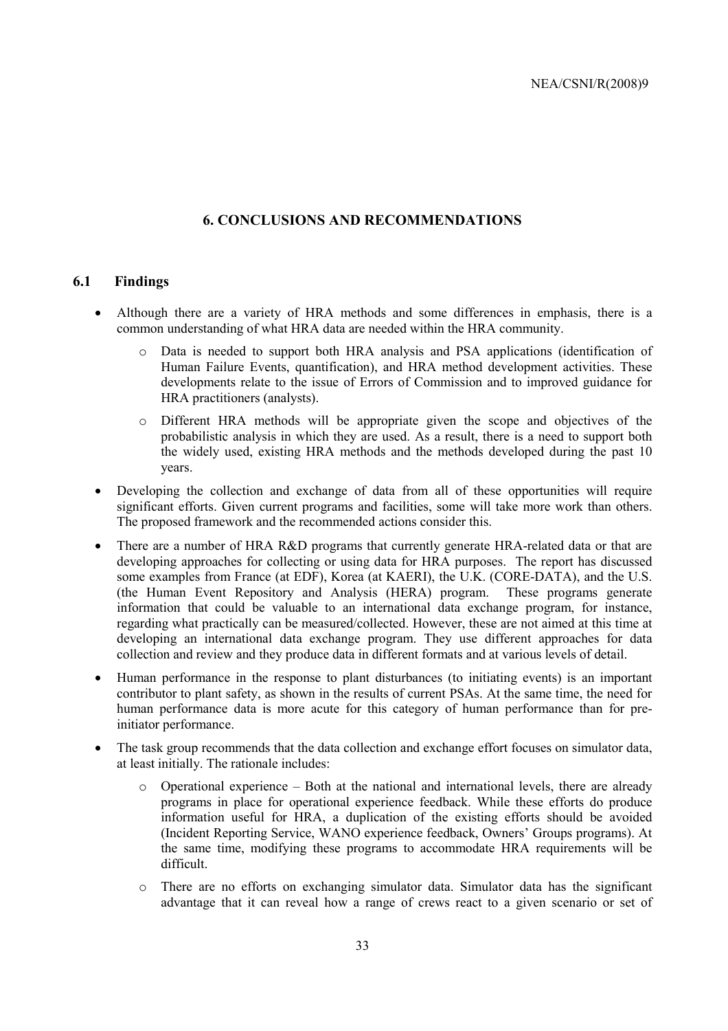# 6. CONCLUSIONS AND RECOMMENDATIONS

## 6.1 Findings

- Although there are a variety of HRA methods and some differences in emphasis, there is a common understanding of what HRA data are needed within the HRA community.
  - Data is needed to support both HRA analysis and PSA applications (identification of Human Failure Events, quantification), and HRA method development activities. These developments relate to the issue of Errors of Commission and to improved guidance for HRA practitioners (analysts).
  - Different HRA methods will be appropriate given the scope and objectives of the probabilistic analysis in which they are used. As a result, there is a need to support both the widely used, existing HRA methods and the methods developed during the past 10 years.
- Developing the collection and exchange of data from all of these opportunities will require significant efforts. Given current programs and facilities, some will take more work than others. The proposed framework and the recommended actions consider this.
- There are a number of HRA R&D programs that currently generate HRA-related data or that are developing approaches for collecting or using data for HRA purposes. The report has discussed some examples from France (at EDF), Korea (at KAERI), the U.K. (CORE-DATA), and the U.S. (the Human Event Repository and Analysis (HERA) program. These programs generate information that could be valuable to an international data exchange program, for instance, regarding what practically can be measured/collected. However, these are not aimed at this time at developing an international data exchange program. They use different approaches for data collection and review and they produce data in different formats and at various levels of detail.
- Human performance in the response to plant disturbances (to initiating events) is an important contributor to plant safety, as shown in the results of current PSAs. At the same time, the need for human performance data is more acute for this category of human performance than for pre-initiator performance.
- The task group recommends that the data collection and exchange effort focuses on simulator data, at least initially. The rationale includes:
  - Operational experience – Both at the national and international levels, there are already programs in place for operational experience feedback. While these efforts do produce information useful for HRA, a duplication of the existing efforts should be avoided (Incident Reporting Service, WANO experience feedback, Owners' Groups programs). At the same time, modifying these programs to accommodate HRA requirements will be difficult.
  - There are no efforts on exchanging simulator data. Simulator data has the significant advantage that it can reveal how a range of crews react to a given scenario or set of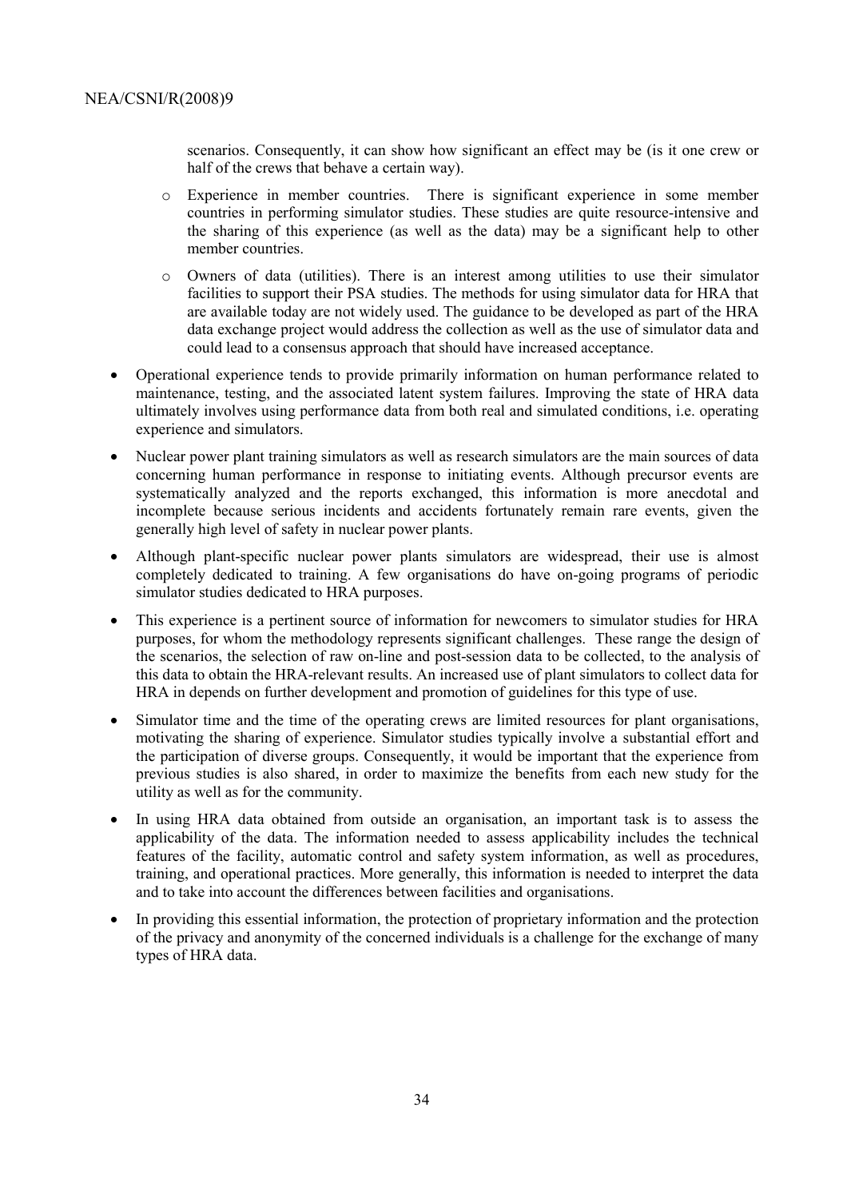scenarios. Consequently, it can show how significant an effect may be (is it one crew or half of the crews that behave a certain way).

    - Experience in member countries. There is significant experience in some member countries in performing simulator studies. These studies are quite resource-intensive and the sharing of this experience (as well as the data) may be a significant help to other member countries.
    - Owners of data (utilities). There is an interest among utilities to use their simulator facilities to support their PSA studies. The methods for using simulator data for HRA that are available today are not widely used. The guidance to be developed as part of the HRA data exchange project would address the collection as well as the use of simulator data and could lead to a consensus approach that should have increased acceptance.

- Operational experience tends to provide primarily information on human performance related to maintenance, testing, and the associated latent system failures. Improving the state of HRA data ultimately involves using performance data from both real and simulated conditions, i.e. operating experience and simulators.
- Nuclear power plant training simulators as well as research simulators are the main sources of data concerning human performance in response to initiating events. Although precursor events are systematically analyzed and the reports exchanged, this information is more anecdotal and incomplete because serious incidents and accidents fortunately remain rare events, given the generally high level of safety in nuclear power plants.
- Although plant-specific nuclear power plants simulators are widespread, their use is almost completely dedicated to training. A few organisations do have on-going programs of periodic simulator studies dedicated to HRA purposes.
- This experience is a pertinent source of information for newcomers to simulator studies for HRA purposes, for whom the methodology represents significant challenges. These range the design of the scenarios, the selection of raw on-line and post-session data to be collected, to the analysis of this data to obtain the HRA-relevant results. An increased use of plant simulators to collect data for HRA in depends on further development and promotion of guidelines for this type of use.
- Simulator time and the time of the operating crews are limited resources for plant organisations, motivating the sharing of experience. Simulator studies typically involve a substantial effort and the participation of diverse groups. Consequently, it would be important that the experience from previous studies is also shared, in order to maximize the benefits from each new study for the utility as well as for the community.
- In using HRA data obtained from outside an organisation, an important task is to assess the applicability of the data. The information needed to assess applicability includes the technical features of the facility, automatic control and safety system information, as well as procedures, training, and operational practices. More generally, this information is needed to interpret the data and to take into account the differences between facilities and organisations.
- In providing this essential information, the protection of proprietary information and the protection of the privacy and anonymity of the concerned individuals is a challenge for the exchange of many types of HRA data.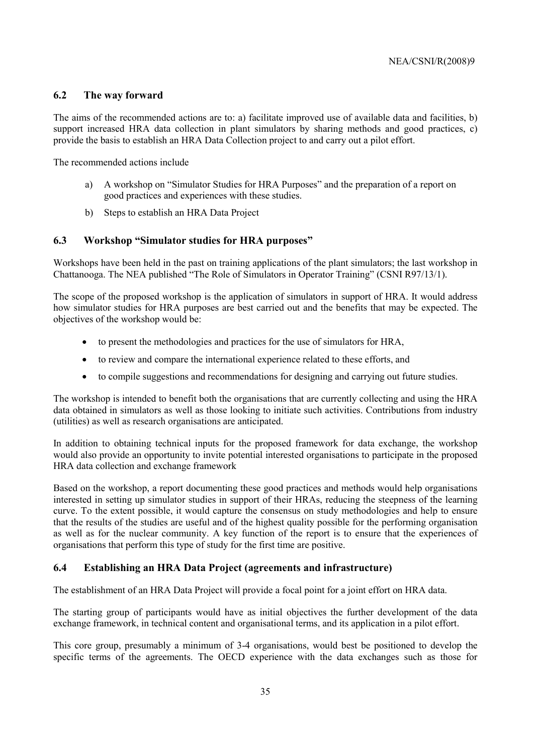## 6.2 The way forward

The aims of the recommended actions are to: a) facilitate improved use of available data and facilities, b) support increased HRA data collection in plant simulators by sharing methods and good practices, c) provide the basis to establish an HRA Data Collection project to and carry out a pilot effort.

The recommended actions include

a) A workshop on "Simulator Studies for HRA Purposes" and the preparation of a report on good practices and experiences with these studies.

b) Steps to establish an HRA Data Project

## 6.3 Workshop "Simulator studies for HRA purposes"

Workshops have been held in the past on training applications of the plant simulators; the last workshop in Chattanooga. The NEA published "The Role of Simulators in Operator Training" (CSNI R97/13/1).

The scope of the proposed workshop is the application of simulators in support of HRA. It would address how simulator studies for HRA purposes are best carried out and the benefits that may be expected. The objectives of the workshop would be:

- to present the methodologies and practices for the use of simulators for HRA,
- to review and compare the international experience related to these efforts, and
- to compile suggestions and recommendations for designing and carrying out future studies.

The workshop is intended to benefit both the organisations that are currently collecting and using the HRA data obtained in simulators as well as those looking to initiate such activities. Contributions from industry (utilities) as well as research organisations are anticipated.

In addition to obtaining technical inputs for the proposed framework for data exchange, the workshop would also provide an opportunity to invite potential interested organisations to participate in the proposed HRA data collection and exchange framework

Based on the workshop, a report documenting these good practices and methods would help organisations interested in setting up simulator studies in support of their HRAs, reducing the steepness of the learning curve. To the extent possible, it would capture the consensus on study methodologies and help to ensure that the results of the studies are useful and of the highest quality possible for the performing organisation as well as for the nuclear community. A key function of the report is to ensure that the experiences of organisations that perform this type of study for the first time are positive.

## 6.4 Establishing an HRA Data Project (agreements and infrastructure)

The establishment of an HRA Data Project will provide a focal point for a joint effort on HRA data.

The starting group of participants would have as initial objectives the further development of the data exchange framework, in technical content and organisational terms, and its application in a pilot effort.

This core group, presumably a minimum of 3-4 organisations, would best be positioned to develop the specific terms of the agreements. The OECD experience with the data exchanges such as those for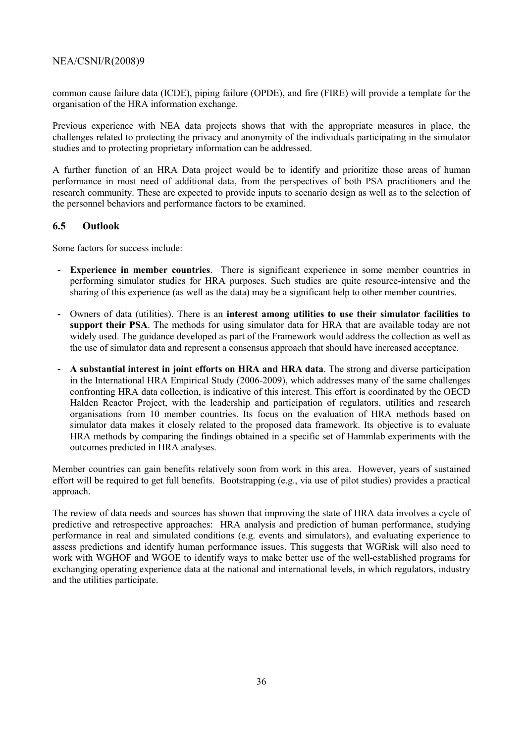common cause failure data (ICDE), piping failure (OPDE), and fire (FIRE) will provide a template for the organisation of the HRA information exchange.

Previous experience with NEA data projects shows that with the appropriate measures in place, the challenges related to protecting the privacy and anonymity of the individuals participating in the simulator studies and to protecting proprietary information can be addressed.

A further function of an HRA Data project would be to identify and prioritize those areas of human performance in most need of additional data, from the perspectives of both PSA practitioners and the research community. These are expected to provide inputs to scenario design as well as to the selection of the personnel behaviors and performance factors to be examined.

## 6.5 Outlook

Some factors for success include:

- **Experience in member countries**. There is significant experience in some member countries in performing simulator studies for HRA purposes. Such studies are quite resource-intensive and the sharing of this experience (as well as the data) may be a significant help to other member countries.
- Owners of data (utilities). There is an **interest among utilities to use their simulator facilities to support their PSA**. The methods for using simulator data for HRA that are available today are not widely used. The guidance developed as part of the Framework would address the collection as well as the use of simulator data and represent a consensus approach that should have increased acceptance.
- **A substantial interest in joint efforts on HRA and HRA data**. The strong and diverse participation in the International HRA Empirical Study (2006-2009), which addresses many of the same challenges confronting HRA data collection, is indicative of this interest. This effort is coordinated by the OECD Halden Reactor Project, with the leadership and participation of regulators, utilities and research organisations from 10 member countries. Its focus on the evaluation of HRA methods based on simulator data makes it closely related to the proposed data framework. Its objective is to evaluate HRA methods by comparing the findings obtained in a specific set of Hammlab experiments with the outcomes predicted in HRA analyses.

Member countries can gain benefits relatively soon from work in this area. However, years of sustained effort will be required to get full benefits. Bootstrapping (e.g., via use of pilot studies) provides a practical approach.

The review of data needs and sources has shown that improving the state of HRA data involves a cycle of predictive and retrospective approaches: HRA analysis and prediction of human performance, studying performance in real and simulated conditions (e.g. events and simulators), and evaluating experience to assess predictions and identify human performance issues. This suggests that WGRisk will also need to work with WGHOF and WGOE to identify ways to make better use of the well-established programs for exchanging operating experience data at the national and international levels, in which regulators, industry and the utilities participate.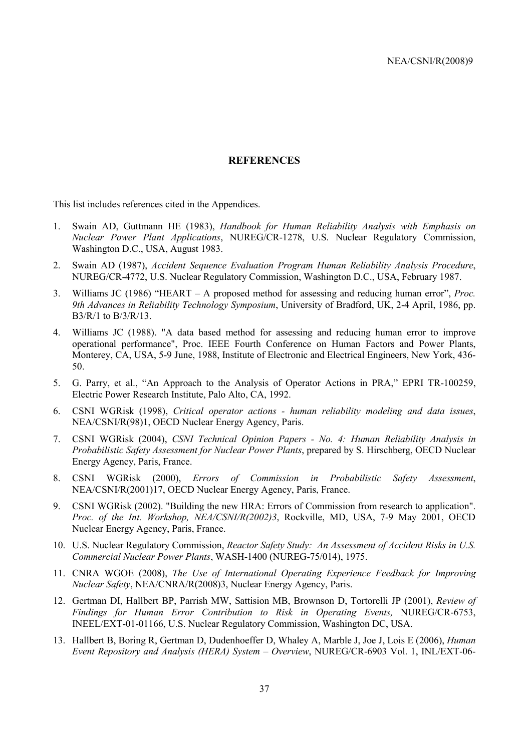## REFERENCES

This list includes references cited in the Appendices.

1. Swain AD, Guttmann HE (1983), *Handbook for Human Reliability Analysis with Emphasis on Nuclear Power Plant Applications*, NUREG/CR-1278, U.S. Nuclear Regulatory Commission, Washington D.C., USA, August 1983.
2. Swain AD (1987), *Accident Sequence Evaluation Program Human Reliability Analysis Procedure*, NUREG/CR-4772, U.S. Nuclear Regulatory Commission, Washington D.C., USA, February 1987.
3. Williams JC (1986) "HEART – A proposed method for assessing and reducing human error", *Proc. 9th Advances in Reliability Technology Symposium*, University of Bradford, UK, 2-4 April, 1986, pp. B3/R/1 to B/3/R/13.
4. Williams JC (1988). "A data based method for assessing and reducing human error to improve operational performance", Proc. IEEE Fourth Conference on Human Factors and Power Plants, Monterey, CA, USA, 5-9 June, 1988, Institute of Electronic and Electrical Engineers, New York, 436-50.
5. G. Parry, et al., "An Approach to the Analysis of Operator Actions in PRA," EPRI TR-100259, Electric Power Research Institute, Palo Alto, CA, 1992.
6. CSNI WGRisk (1998), *Critical operator actions - human reliability modeling and data issues*, NEA/CSNI/R(98)1, OECD Nuclear Energy Agency, Paris.
7. CSNI WGRisk (2004), *CSNI Technical Opinion Papers - No. 4: Human Reliability Analysis in Probabilistic Safety Assessment for Nuclear Power Plants*, prepared by S. Hirschberg, OECD Nuclear Energy Agency, Paris, France.
8. CSNI WGRisk (2000), *Errors of Commission in Probabilistic Safety Assessment*, NEA/CSNI/R(2001)17, OECD Nuclear Energy Agency, Paris, France.
9. CSNI WGRisk (2002). "Building the new HRA: Errors of Commission from research to application". *Proc. of the Int. Workshop, NEA/CSNI/R(2002)3*, Rockville, MD, USA, 7-9 May 2001, OECD Nuclear Energy Agency, Paris, France.
10. U.S. Nuclear Regulatory Commission, *Reactor Safety Study: An Assessment of Accident Risks in U.S. Commercial Nuclear Power Plants*, WASH-1400 (NUREG-75/014), 1975.
11. CNRA WGOE (2008), *The Use of International Operating Experience Feedback for Improving Nuclear Safety*, NEA/CNRA/R(2008)3, Nuclear Energy Agency, Paris.
12. Gertman DI, Hallbert BP, Parrish MW, Sattision MB, Brownson D, Tortorelli JP (2001), *Review of Findings for Human Error Contribution to Risk in Operating Events,* NUREG/CR-6753, INEEL/EXT-01-01166, U.S. Nuclear Regulatory Commission, Washington DC, USA.
13. Hallbert B, Boring R, Gertman D, Dudenhoeffer D, Whaley A, Marble J, Joe J, Lois E (2006), *Human Event Repository and Analysis (HERA) System – Overview*, NUREG/CR-6903 Vol. 1, INL/EXT-06-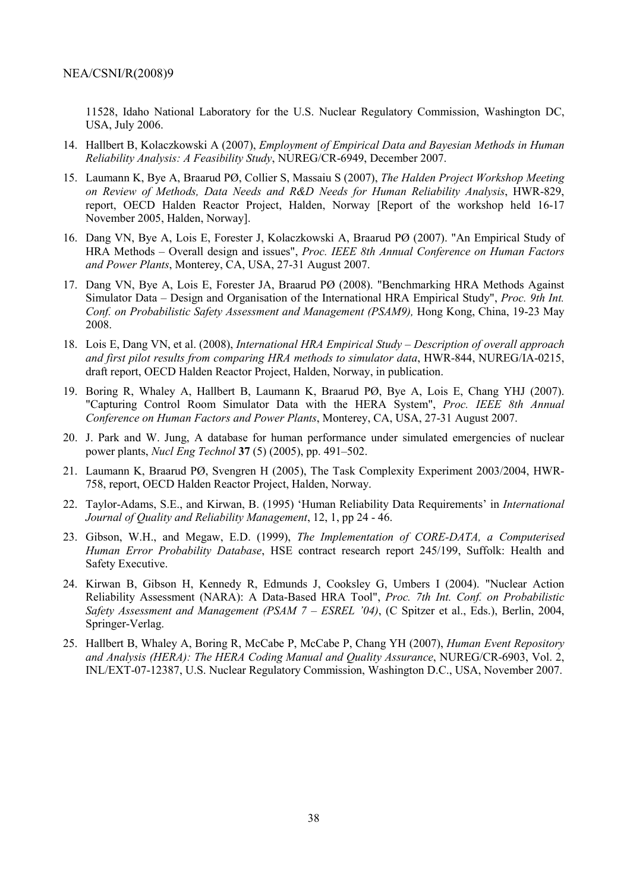11528, Idaho National Laboratory for the U.S. Nuclear Regulatory Commission, Washington DC, USA, July 2006.

14. Hallbert B, Kolaczkowski A (2007), *Employment of Empirical Data and Bayesian Methods in Human Reliability Analysis: A Feasibility Study*, NUREG/CR-6949, December 2007.
15. Laumann K, Bye A, Braarud PØ, Collier S, Massaiu S (2007), *The Halden Project Workshop Meeting on Review of Methods, Data Needs and R&D Needs for Human Reliability Analysis*, HWR-829, report, OECD Halden Reactor Project, Halden, Norway [Report of the workshop held 16-17 November 2005, Halden, Norway].
16. Dang VN, Bye A, Lois E, Forester J, Kolaczkowski A, Braarud PØ (2007). "An Empirical Study of HRA Methods – Overall design and issues", *Proc. IEEE 8th Annual Conference on Human Factors and Power Plants*, Monterey, CA, USA, 27-31 August 2007.
17. Dang VN, Bye A, Lois E, Forester JA, Braarud PØ (2008). "Benchmarking HRA Methods Against Simulator Data – Design and Organisation of the International HRA Empirical Study", *Proc. 9th Int. Conf. on Probabilistic Safety Assessment and Management (PSAM9),* Hong Kong, China, 19-23 May 2008.
18. Lois E, Dang VN, et al. (2008), *International HRA Empirical Study – Description of overall approach and first pilot results from comparing HRA methods to simulator data*, HWR-844, NUREG/IA-0215, draft report, OECD Halden Reactor Project, Halden, Norway, in publication.
19. Boring R, Whaley A, Hallbert B, Laumann K, Braarud PØ, Bye A, Lois E, Chang YHJ (2007). "Capturing Control Room Simulator Data with the HERA System", *Proc. IEEE 8th Annual Conference on Human Factors and Power Plants*, Monterey, CA, USA, 27-31 August 2007.
20. J. Park and W. Jung, A database for human performance under simulated emergencies of nuclear power plants, *Nucl Eng Technol* **37** (5) (2005), pp. 491–502.
21. Laumann K, Braarud PØ, Svengren H (2005), The Task Complexity Experiment 2003/2004, HWR-758, report, OECD Halden Reactor Project, Halden, Norway.
22. Taylor-Adams, S.E., and Kirwan, B. (1995) 'Human Reliability Data Requirements' in *International Journal of Quality and Reliability Management*, 12, 1, pp 24 - 46.
23. Gibson, W.H., and Megaw, E.D. (1999), *The Implementation of CORE-DATA, a Computerised Human Error Probability Database*, HSE contract research report 245/199, Suffolk: Health and Safety Executive.
24. Kirwan B, Gibson H, Kennedy R, Edmunds J, Cooksley G, Umbers I (2004). "Nuclear Action Reliability Assessment (NARA): A Data-Based HRA Tool", *Proc. 7th Int. Conf. on Probabilistic Safety Assessment and Management (PSAM 7 – ESREL '04)*, (C Spitzer et al., Eds.), Berlin, 2004, Springer-Verlag.
25. Hallbert B, Whaley A, Boring R, McCabe P, McCabe P, Chang YH (2007), *Human Event Repository and Analysis (HERA): The HERA Coding Manual and Quality Assurance*, NUREG/CR-6903, Vol. 2, INL/EXT-07-12387, U.S. Nuclear Regulatory Commission, Washington D.C., USA, November 2007.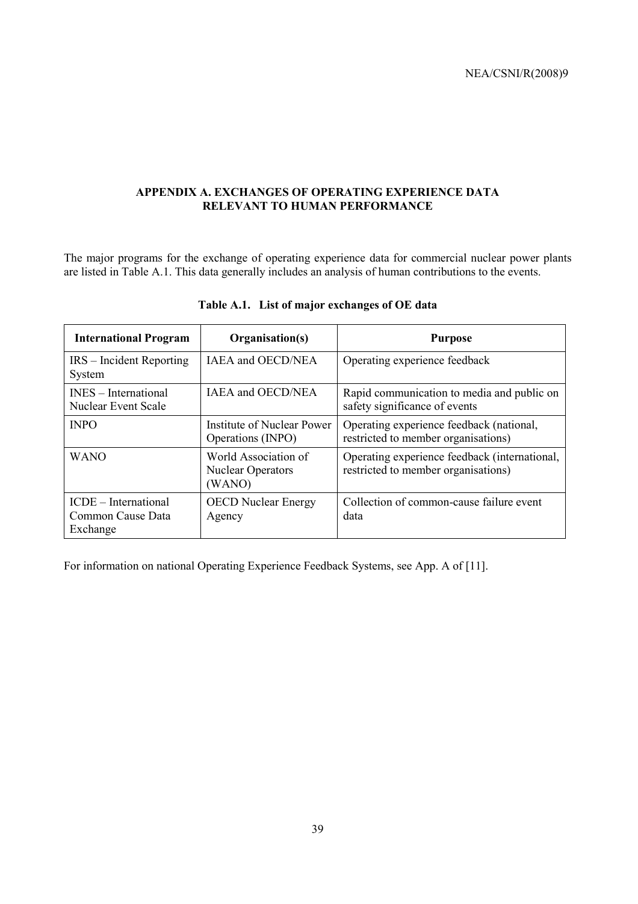# APPENDIX A. EXCHANGES OF OPERATING EXPERIENCE DATA RELEVANT TO HUMAN PERFORMANCE

The major programs for the exchange of operating experience data for commercial nuclear power plants are listed in Table A.1. This data generally includes an analysis of human contributions to the events.

**Table A.1. List of major exchanges of OE data**

| International Program | Organisation(s) | Purpose |
|---|---|---|
| IRS – Incident Reporting System | IAEA and OECD/NEA | Operating experience feedback |
| INES – International Nuclear Event Scale | IAEA and OECD/NEA | Rapid communication to media and public on safety significance of events |
| INPO | Institute of Nuclear Power Operations (INPO) | Operating experience feedback (national, restricted to member organisations) |
| WANO | World Association of Nuclear Operators (WANO) | Operating experience feedback (international, restricted to member organisations) |
| ICDE – International Common Cause Data Exchange | OECD Nuclear Energy Agency | Collection of common-cause failure event data |

For information on national Operating Experience Feedback Systems, see App. A of [11].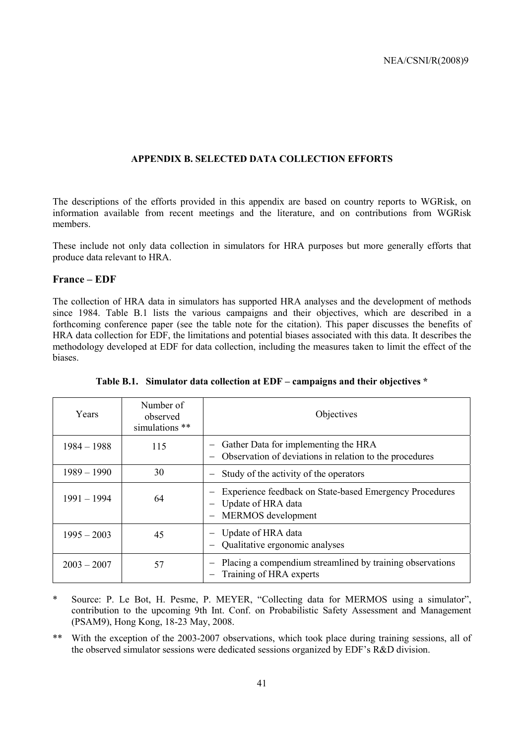# APPENDIX B. SELECTED DATA COLLECTION EFFORTS

The descriptions of the efforts provided in this appendix are based on country reports to WGRisk, on information available from recent meetings and the literature, and on contributions from WGRisk members.

These include not only data collection in simulators for HRA purposes but more generally efforts that produce data relevant to HRA.

## France – EDF

The collection of HRA data in simulators has supported HRA analyses and the development of methods since 1984. Table B.1 lists the various campaigns and their objectives, which are described in a forthcoming conference paper (see the table note for the citation). This paper discusses the benefits of HRA data collection for EDF, the limitations and potential biases associated with this data. It describes the methodology developed at EDF for data collection, including the measures taken to limit the effect of the biases.

**Table B.1. Simulator data collection at EDF – campaigns and their objectives \***

| Years | Number of observed simulations ** | Objectives |
|---|---|---|
| 1984 – 1988 | 115 | – Gather Data for implementing the HRA<br>– Observation of deviations in relation to the procedures |
| 1989 – 1990 | 30 | – Study of the activity of the operators |
| 1991 – 1994 | 64 | – Experience feedback on State-based Emergency Procedures<br>– Update of HRA data<br>– MERMOS development |
| 1995 – 2003 | 45 | – Update of HRA data<br>– Qualitative ergonomic analyses |
| 2003 – 2007 | 57 | – Placing a compendium streamlined by training observations<br>– Training of HRA experts |

\* Source: P. Le Bot, H. Pesme, P. MEYER, "Collecting data for MERMOS using a simulator", contribution to the upcoming 9th Int. Conf. on Probabilistic Safety Assessment and Management (PSAM9), Hong Kong, 18-23 May, 2008.

\*\* With the exception of the 2003-2007 observations, which took place during training sessions, all of the observed simulator sessions were dedicated sessions organized by EDF's R&D division.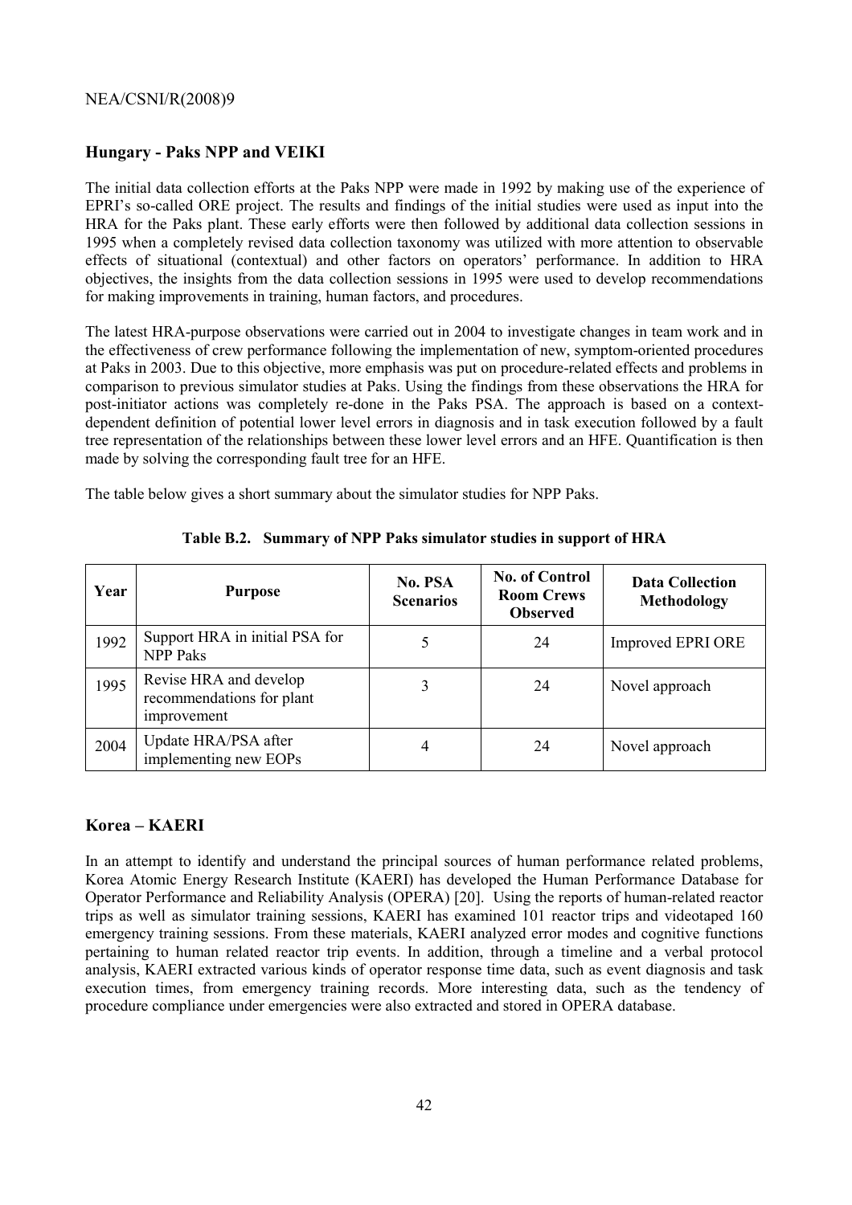## Hungary - Paks NPP and VEIKI

The initial data collection efforts at the Paks NPP were made in 1992 by making use of the experience of EPRI's so-called ORE project. The results and findings of the initial studies were used as input into the HRA for the Paks plant. These early efforts were then followed by additional data collection sessions in 1995 when a completely revised data collection taxonomy was utilized with more attention to observable effects of situational (contextual) and other factors on operators' performance. In addition to HRA objectives, the insights from the data collection sessions in 1995 were used to develop recommendations for making improvements in training, human factors, and procedures.

The latest HRA-purpose observations were carried out in 2004 to investigate changes in team work and in the effectiveness of crew performance following the implementation of new, symptom-oriented procedures at Paks in 2003. Due to this objective, more emphasis was put on procedure-related effects and problems in comparison to previous simulator studies at Paks. Using the findings from these observations the HRA for post-initiator actions was completely re-done in the Paks PSA. The approach is based on a context-dependent definition of potential lower level errors in diagnosis and in task execution followed by a fault tree representation of the relationships between these lower level errors and an HFE. Quantification is then made by solving the corresponding fault tree for an HFE.

The table below gives a short summary about the simulator studies for NPP Paks.

**Table B.2. Summary of NPP Paks simulator studies in support of HRA**

| Year | Purpose | No. PSA Scenarios | No. of Control Room Crews Observed | Data Collection Methodology |
|---|---|---|---|---|
| 1992 | Support HRA in initial PSA for NPP Paks | 5 | 24 | Improved EPRI ORE |
| 1995 | Revise HRA and develop recommendations for plant improvement | 3 | 24 | Novel approach |
| 2004 | Update HRA/PSA after implementing new EOPs | 4 | 24 | Novel approach |

## Korea – KAERI

In an attempt to identify and understand the principal sources of human performance related problems, Korea Atomic Energy Research Institute (KAERI) has developed the Human Performance Database for Operator Performance and Reliability Analysis (OPERA) [20]. Using the reports of human-related reactor trips as well as simulator training sessions, KAERI has examined 101 reactor trips and videotaped 160 emergency training sessions. From these materials, KAERI analyzed error modes and cognitive functions pertaining to human related reactor trip events. In addition, through a timeline and a verbal protocol analysis, KAERI extracted various kinds of operator response time data, such as event diagnosis and task execution times, from emergency training records. More interesting data, such as the tendency of procedure compliance under emergencies were also extracted and stored in OPERA database.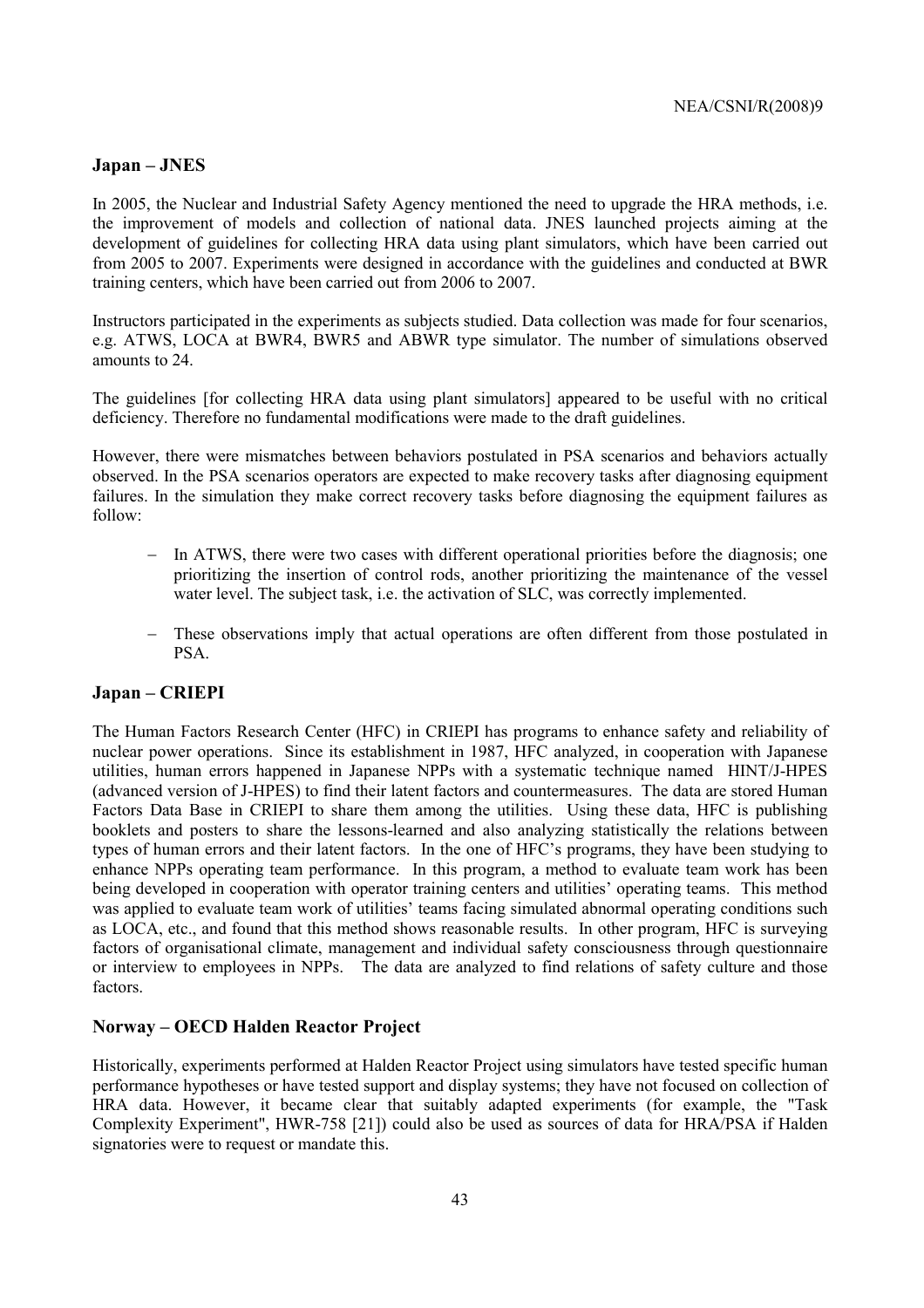### Japan – JNES

In 2005, the Nuclear and Industrial Safety Agency mentioned the need to upgrade the HRA methods, i.e. the improvement of models and collection of national data. JNES launched projects aiming at the development of guidelines for collecting HRA data using plant simulators, which have been carried out from 2005 to 2007. Experiments were designed in accordance with the guidelines and conducted at BWR training centers, which have been carried out from 2006 to 2007.

Instructors participated in the experiments as subjects studied. Data collection was made for four scenarios, e.g. ATWS, LOCA at BWR4, BWR5 and ABWR type simulator. The number of simulations observed amounts to 24.

The guidelines [for collecting HRA data using plant simulators] appeared to be useful with no critical deficiency. Therefore no fundamental modifications were made to the draft guidelines.

However, there were mismatches between behaviors postulated in PSA scenarios and behaviors actually observed. In the PSA scenarios operators are expected to make recovery tasks after diagnosing equipment failures. In the simulation they make correct recovery tasks before diagnosing the equipment failures as follow:

- In ATWS, there were two cases with different operational priorities before the diagnosis; one prioritizing the insertion of control rods, another prioritizing the maintenance of the vessel water level. The subject task, i.e. the activation of SLC, was correctly implemented.
- These observations imply that actual operations are often different from those postulated in PSA.

### Japan – CRIEPI

The Human Factors Research Center (HFC) in CRIEPI has programs to enhance safety and reliability of nuclear power operations. Since its establishment in 1987, HFC analyzed, in cooperation with Japanese utilities, human errors happened in Japanese NPPs with a systematic technique named HINT/J-HPES (advanced version of J-HPES) to find their latent factors and countermeasures. The data are stored Human Factors Data Base in CRIEPI to share them among the utilities. Using these data, HFC is publishing booklets and posters to share the lessons-learned and also analyzing statistically the relations between types of human errors and their latent factors. In the one of HFC's programs, they have been studying to enhance NPPs operating team performance. In this program, a method to evaluate team work has been being developed in cooperation with operator training centers and utilities' operating teams. This method was applied to evaluate team work of utilities' teams facing simulated abnormal operating conditions such as LOCA, etc., and found that this method shows reasonable results. In other program, HFC is surveying factors of organisational climate, management and individual safety consciousness through questionnaire or interview to employees in NPPs. The data are analyzed to find relations of safety culture and those factors.

### Norway – OECD Halden Reactor Project

Historically, experiments performed at Halden Reactor Project using simulators have tested specific human performance hypotheses or have tested support and display systems; they have not focused on collection of HRA data. However, it became clear that suitably adapted experiments (for example, the "Task Complexity Experiment", HWR-758 [21]) could also be used as sources of data for HRA/PSA if Halden signatories were to request or mandate this.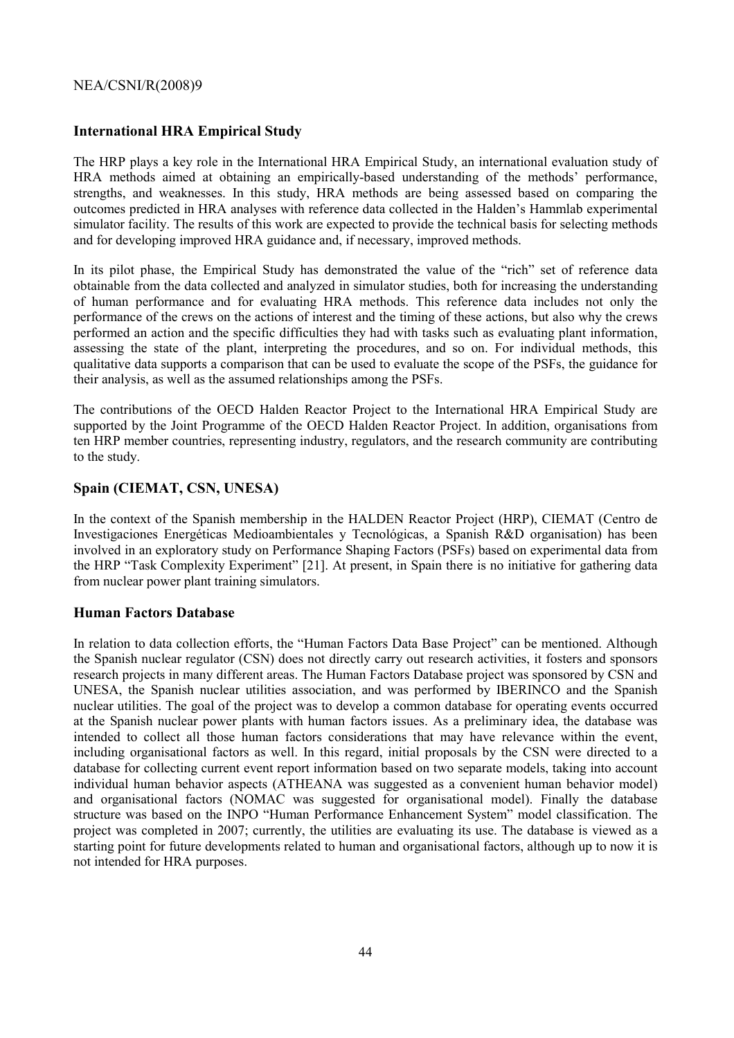## International HRA Empirical Study

The HRP plays a key role in the International HRA Empirical Study, an international evaluation study of HRA methods aimed at obtaining an empirically-based understanding of the methods' performance, strengths, and weaknesses. In this study, HRA methods are being assessed based on comparing the outcomes predicted in HRA analyses with reference data collected in the Halden's Hammlab experimental simulator facility. The results of this work are expected to provide the technical basis for selecting methods and for developing improved HRA guidance and, if necessary, improved methods.

In its pilot phase, the Empirical Study has demonstrated the value of the "rich" set of reference data obtainable from the data collected and analyzed in simulator studies, both for increasing the understanding of human performance and for evaluating HRA methods. This reference data includes not only the performance of the crews on the actions of interest and the timing of these actions, but also why the crews performed an action and the specific difficulties they had with tasks such as evaluating plant information, assessing the state of the plant, interpreting the procedures, and so on. For individual methods, this qualitative data supports a comparison that can be used to evaluate the scope of the PSFs, the guidance for their analysis, as well as the assumed relationships among the PSFs.

The contributions of the OECD Halden Reactor Project to the International HRA Empirical Study are supported by the Joint Programme of the OECD Halden Reactor Project. In addition, organisations from ten HRP member countries, representing industry, regulators, and the research community are contributing to the study.

## Spain (CIEMAT, CSN, UNESA)

In the context of the Spanish membership in the HALDEN Reactor Project (HRP), CIEMAT (Centro de Investigaciones Energéticas Medioambientales y Tecnológicas, a Spanish R&D organisation) has been involved in an exploratory study on Performance Shaping Factors (PSFs) based on experimental data from the HRP "Task Complexity Experiment" [21]. At present, in Spain there is no initiative for gathering data from nuclear power plant training simulators.

## Human Factors Database

In relation to data collection efforts, the "Human Factors Data Base Project" can be mentioned. Although the Spanish nuclear regulator (CSN) does not directly carry out research activities, it fosters and sponsors research projects in many different areas. The Human Factors Database project was sponsored by CSN and UNESA, the Spanish nuclear utilities association, and was performed by IBERINCO and the Spanish nuclear utilities. The goal of the project was to develop a common database for operating events occurred at the Spanish nuclear power plants with human factors issues. As a preliminary idea, the database was intended to collect all those human factors considerations that may have relevance within the event, including organisational factors as well. In this regard, initial proposals by the CSN were directed to a database for collecting current event report information based on two separate models, taking into account individual human behavior aspects (ATHEANA was suggested as a convenient human behavior model) and organisational factors (NOMAC was suggested for organisational model). Finally the database structure was based on the INPO "Human Performance Enhancement System" model classification. The project was completed in 2007; currently, the utilities are evaluating its use. The database is viewed as a starting point for future developments related to human and organisational factors, although up to now it is not intended for HRA purposes.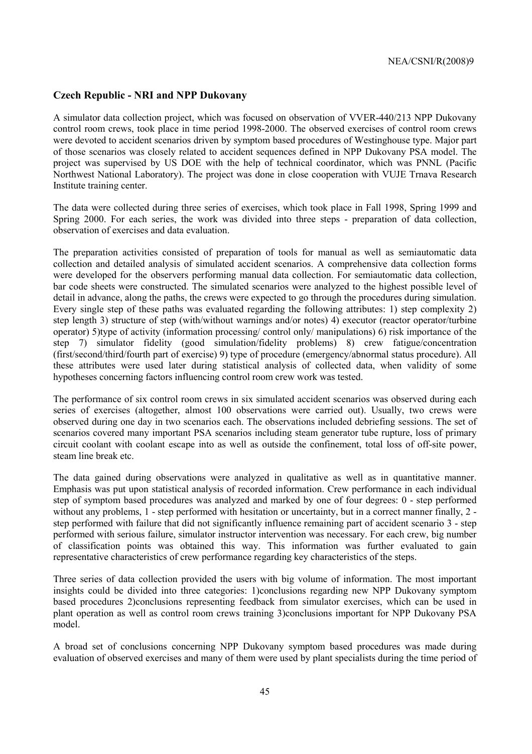## Czech Republic - NRI and NPP Dukovany

A simulator data collection project, which was focused on observation of VVER-440/213 NPP Dukovany control room crews, took place in time period 1998-2000. The observed exercises of control room crews were devoted to accident scenarios driven by symptom based procedures of Westinghouse type. Major part of those scenarios was closely related to accident sequences defined in NPP Dukovany PSA model. The project was supervised by US DOE with the help of technical coordinator, which was PNNL (Pacific Northwest National Laboratory). The project was done in close cooperation with VUJE Trnava Research Institute training center.

The data were collected during three series of exercises, which took place in Fall 1998, Spring 1999 and Spring 2000. For each series, the work was divided into three steps - preparation of data collection, observation of exercises and data evaluation.

The preparation activities consisted of preparation of tools for manual as well as semiautomatic data collection and detailed analysis of simulated accident scenarios. A comprehensive data collection forms were developed for the observers performing manual data collection. For semiautomatic data collection, bar code sheets were constructed. The simulated scenarios were analyzed to the highest possible level of detail in advance, along the paths, the crews were expected to go through the procedures during simulation. Every single step of these paths was evaluated regarding the following attributes: 1) step complexity 2) step length 3) structure of step (with/without warnings and/or notes) 4) executor (reactor operator/turbine operator) 5)type of activity (information processing/ control only/ manipulations) 6) risk importance of the step 7) simulator fidelity (good simulation/fidelity problems) 8) crew fatigue/concentration (first/second/third/fourth part of exercise) 9) type of procedure (emergency/abnormal status procedure). All these attributes were used later during statistical analysis of collected data, when validity of some hypotheses concerning factors influencing control room crew work was tested.

The performance of six control room crews in six simulated accident scenarios was observed during each series of exercises (altogether, almost 100 observations were carried out). Usually, two crews were observed during one day in two scenarios each. The observations included debriefing sessions. The set of scenarios covered many important PSA scenarios including steam generator tube rupture, loss of primary circuit coolant with coolant escape into as well as outside the confinement, total loss of off-site power, steam line break etc.

The data gained during observations were analyzed in qualitative as well as in quantitative manner. Emphasis was put upon statistical analysis of recorded information. Crew performance in each individual step of symptom based procedures was analyzed and marked by one of four degrees: 0 - step performed without any problems, 1 - step performed with hesitation or uncertainty, but in a correct manner finally, 2 - step performed with failure that did not significantly influence remaining part of accident scenario 3 - step performed with serious failure, simulator instructor intervention was necessary. For each crew, big number of classification points was obtained this way. This information was further evaluated to gain representative characteristics of crew performance regarding key characteristics of the steps.

Three series of data collection provided the users with big volume of information. The most important insights could be divided into three categories: 1)conclusions regarding new NPP Dukovany symptom based procedures 2)conclusions representing feedback from simulator exercises, which can be used in plant operation as well as control room crews training 3)conclusions important for NPP Dukovany PSA model.

A broad set of conclusions concerning NPP Dukovany symptom based procedures was made during evaluation of observed exercises and many of them were used by plant specialists during the time period of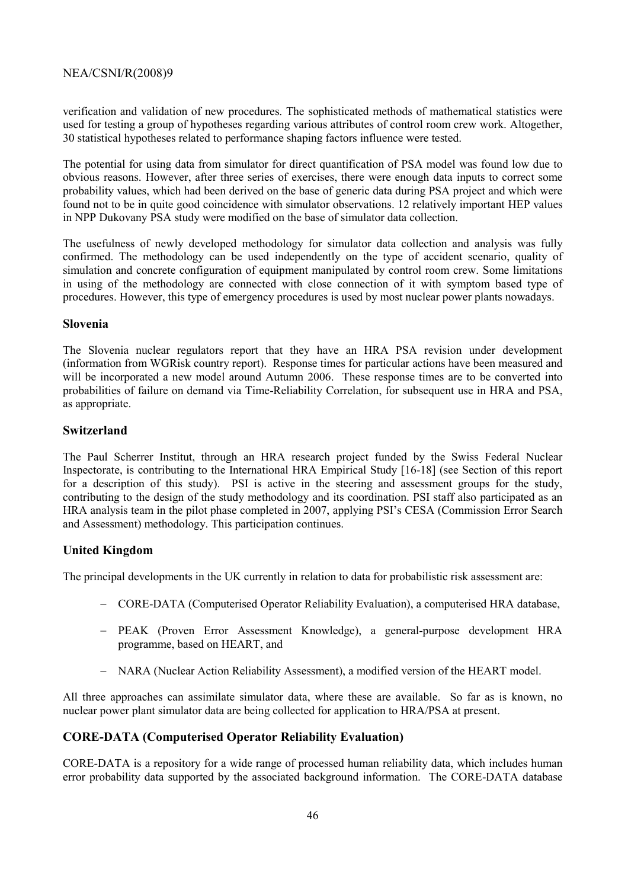verification and validation of new procedures. The sophisticated methods of mathematical statistics were used for testing a group of hypotheses regarding various attributes of control room crew work. Altogether, 30 statistical hypotheses related to performance shaping factors influence were tested.

The potential for using data from simulator for direct quantification of PSA model was found low due to obvious reasons. However, after three series of exercises, there were enough data inputs to correct some probability values, which had been derived on the base of generic data during PSA project and which were found not to be in quite good coincidence with simulator observations. 12 relatively important HEP values in NPP Dukovany PSA study were modified on the base of simulator data collection.

The usefulness of newly developed methodology for simulator data collection and analysis was fully confirmed. The methodology can be used independently on the type of accident scenario, quality of simulation and concrete configuration of equipment manipulated by control room crew. Some limitations in using of the methodology are connected with close connection of it with symptom based type of procedures. However, this type of emergency procedures is used by most nuclear power plants nowadays.

### Slovenia

The Slovenia nuclear regulators report that they have an HRA PSA revision under development (information from WGRisk country report). Response times for particular actions have been measured and will be incorporated a new model around Autumn 2006. These response times are to be converted into probabilities of failure on demand via Time-Reliability Correlation, for subsequent use in HRA and PSA, as appropriate.

### Switzerland

The Paul Scherrer Institut, through an HRA research project funded by the Swiss Federal Nuclear Inspectorate, is contributing to the International HRA Empirical Study [16-18] (see Section of this report for a description of this study). PSI is active in the steering and assessment groups for the study, contributing to the design of the study methodology and its coordination. PSI staff also participated as an HRA analysis team in the pilot phase completed in 2007, applying PSI's CESA (Commission Error Search and Assessment) methodology. This participation continues.

### United Kingdom

The principal developments in the UK currently in relation to data for probabilistic risk assessment are:

- CORE-DATA (Computerised Operator Reliability Evaluation), a computerised HRA database,
- PEAK (Proven Error Assessment Knowledge), a general-purpose development HRA programme, based on HEART, and
- NARA (Nuclear Action Reliability Assessment), a modified version of the HEART model.

All three approaches can assimilate simulator data, where these are available. So far as is known, no nuclear power plant simulator data are being collected for application to HRA/PSA at present.

### CORE-DATA (Computerised Operator Reliability Evaluation)

CORE-DATA is a repository for a wide range of processed human reliability data, which includes human error probability data supported by the associated background information. The CORE-DATA database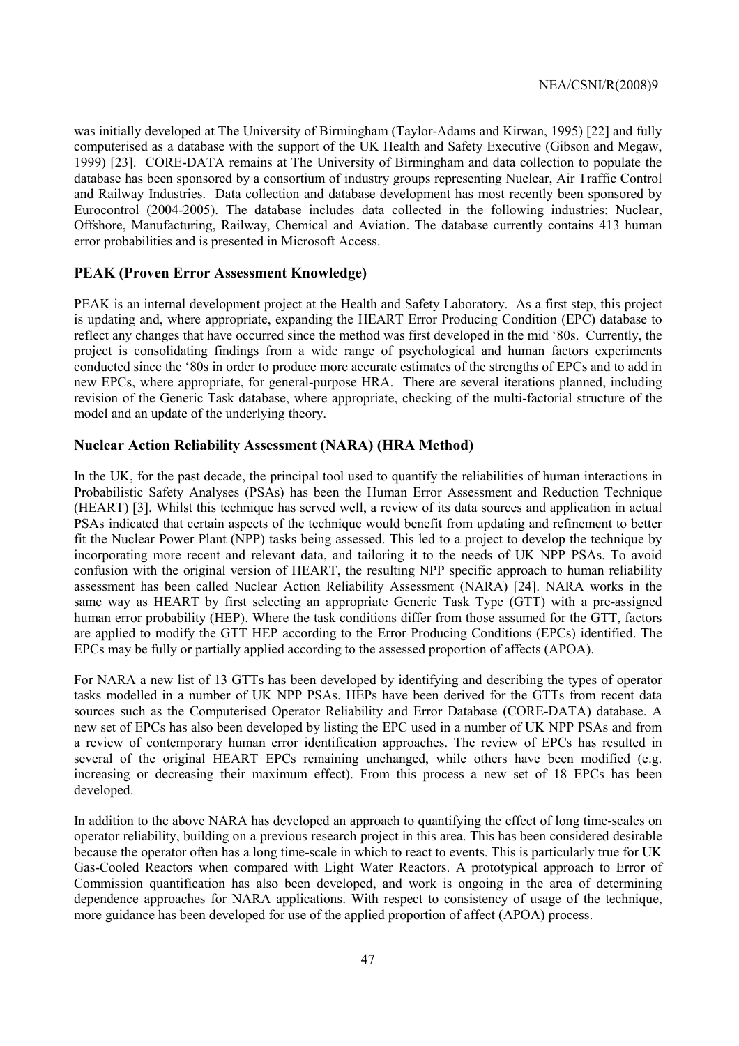was initially developed at The University of Birmingham (Taylor-Adams and Kirwan, 1995) [22] and fully computerised as a database with the support of the UK Health and Safety Executive (Gibson and Megaw, 1999) [23]. CORE-DATA remains at The University of Birmingham and data collection to populate the database has been sponsored by a consortium of industry groups representing Nuclear, Air Traffic Control and Railway Industries. Data collection and database development has most recently been sponsored by Eurocontrol (2004-2005). The database includes data collected in the following industries: Nuclear, Offshore, Manufacturing, Railway, Chemical and Aviation. The database currently contains 413 human error probabilities and is presented in Microsoft Access.

### PEAK (Proven Error Assessment Knowledge)

PEAK is an internal development project at the Health and Safety Laboratory. As a first step, this project is updating and, where appropriate, expanding the HEART Error Producing Condition (EPC) database to reflect any changes that have occurred since the method was first developed in the mid '80s. Currently, the project is consolidating findings from a wide range of psychological and human factors experiments conducted since the '80s in order to produce more accurate estimates of the strengths of EPCs and to add in new EPCs, where appropriate, for general-purpose HRA. There are several iterations planned, including revision of the Generic Task database, where appropriate, checking of the multi-factorial structure of the model and an update of the underlying theory.

### Nuclear Action Reliability Assessment (NARA) (HRA Method)

In the UK, for the past decade, the principal tool used to quantify the reliabilities of human interactions in Probabilistic Safety Analyses (PSAs) has been the Human Error Assessment and Reduction Technique (HEART) [3]. Whilst this technique has served well, a review of its data sources and application in actual PSAs indicated that certain aspects of the technique would benefit from updating and refinement to better fit the Nuclear Power Plant (NPP) tasks being assessed. This led to a project to develop the technique by incorporating more recent and relevant data, and tailoring it to the needs of UK NPP PSAs. To avoid confusion with the original version of HEART, the resulting NPP specific approach to human reliability assessment has been called Nuclear Action Reliability Assessment (NARA) [24]. NARA works in the same way as HEART by first selecting an appropriate Generic Task Type (GTT) with a pre-assigned human error probability (HEP). Where the task conditions differ from those assumed for the GTT, factors are applied to modify the GTT HEP according to the Error Producing Conditions (EPCs) identified. The EPCs may be fully or partially applied according to the assessed proportion of affects (APOA).

For NARA a new list of 13 GTTs has been developed by identifying and describing the types of operator tasks modelled in a number of UK NPP PSAs. HEPs have been derived for the GTTs from recent data sources such as the Computerised Operator Reliability and Error Database (CORE-DATA) database. A new set of EPCs has also been developed by listing the EPC used in a number of UK NPP PSAs and from a review of contemporary human error identification approaches. The review of EPCs has resulted in several of the original HEART EPCs remaining unchanged, while others have been modified (e.g. increasing or decreasing their maximum effect). From this process a new set of 18 EPCs has been developed.

In addition to the above NARA has developed an approach to quantifying the effect of long time-scales on operator reliability, building on a previous research project in this area. This has been considered desirable because the operator often has a long time-scale in which to react to events. This is particularly true for UK Gas-Cooled Reactors when compared with Light Water Reactors. A prototypical approach to Error of Commission quantification has also been developed, and work is ongoing in the area of determining dependence approaches for NARA applications. With respect to consistency of usage of the technique, more guidance has been developed for use of the applied proportion of affect (APOA) process.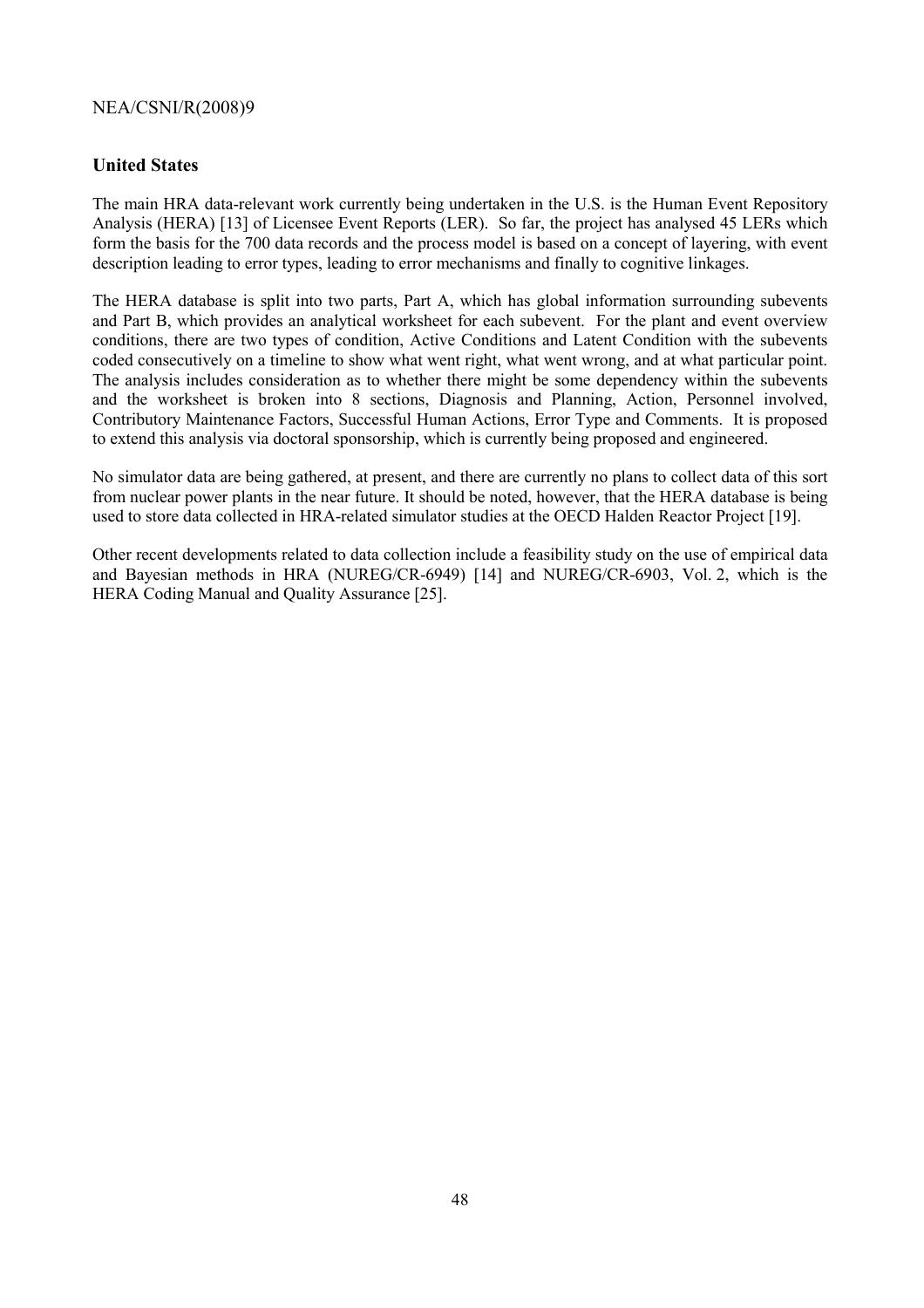## United States

The main HRA data-relevant work currently being undertaken in the U.S. is the Human Event Repository Analysis (HERA) [13] of Licensee Event Reports (LER). So far, the project has analysed 45 LERs which form the basis for the 700 data records and the process model is based on a concept of layering, with event description leading to error types, leading to error mechanisms and finally to cognitive linkages.

The HERA database is split into two parts, Part A, which has global information surrounding subevents and Part B, which provides an analytical worksheet for each subevent. For the plant and event overview conditions, there are two types of condition, Active Conditions and Latent Condition with the subevents coded consecutively on a timeline to show what went right, what went wrong, and at what particular point. The analysis includes consideration as to whether there might be some dependency within the subevents and the worksheet is broken into 8 sections, Diagnosis and Planning, Action, Personnel involved, Contributory Maintenance Factors, Successful Human Actions, Error Type and Comments. It is proposed to extend this analysis via doctoral sponsorship, which is currently being proposed and engineered.

No simulator data are being gathered, at present, and there are currently no plans to collect data of this sort from nuclear power plants in the near future. It should be noted, however, that the HERA database is being used to store data collected in HRA-related simulator studies at the OECD Halden Reactor Project [19].

Other recent developments related to data collection include a feasibility study on the use of empirical data and Bayesian methods in HRA (NUREG/CR-6949) [14] and NUREG/CR-6903, Vol. 2, which is the HERA Coding Manual and Quality Assurance [25].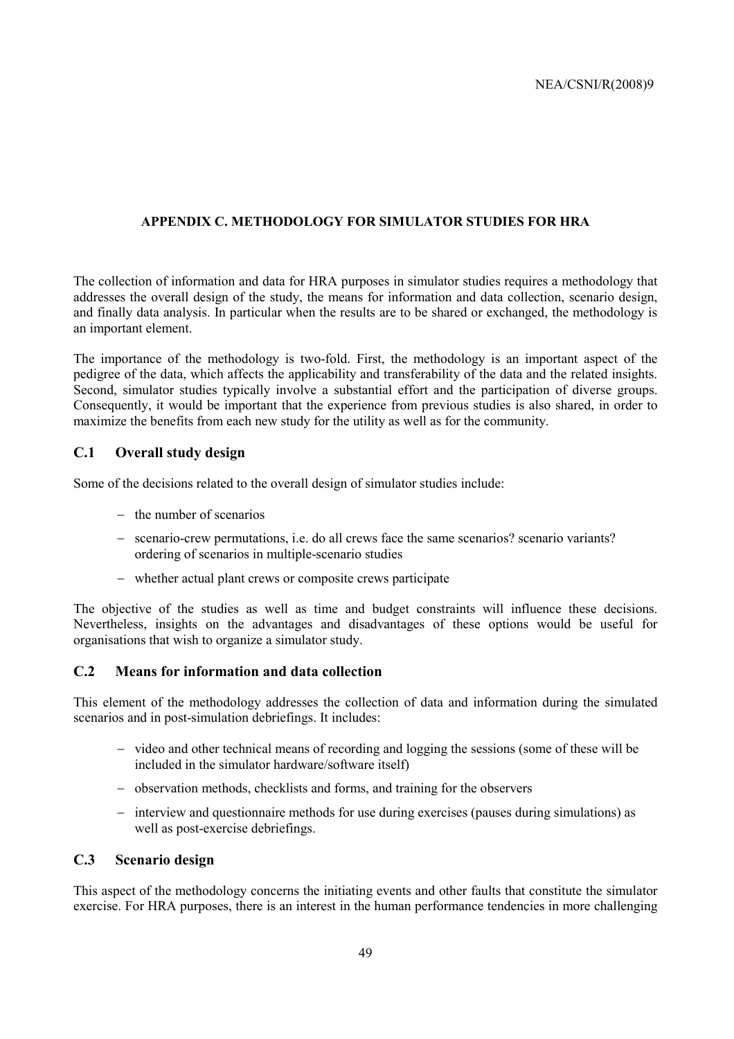## APPENDIX C. METHODOLOGY FOR SIMULATOR STUDIES FOR HRA

The collection of information and data for HRA purposes in simulator studies requires a methodology that addresses the overall design of the study, the means for information and data collection, scenario design, and finally data analysis. In particular when the results are to be shared or exchanged, the methodology is an important element.

The importance of the methodology is two-fold. First, the methodology is an important aspect of the pedigree of the data, which affects the applicability and transferability of the data and the related insights. Second, simulator studies typically involve a substantial effort and the participation of diverse groups. Consequently, it would be important that the experience from previous studies is also shared, in order to maximize the benefits from each new study for the utility as well as for the community.

### C.1 Overall study design

Some of the decisions related to the overall design of simulator studies include:

- the number of scenarios
- scenario-crew permutations, i.e. do all crews face the same scenarios? scenario variants? ordering of scenarios in multiple-scenario studies
- whether actual plant crews or composite crews participate

The objective of the studies as well as time and budget constraints will influence these decisions. Nevertheless, insights on the advantages and disadvantages of these options would be useful for organisations that wish to organize a simulator study.

### C.2 Means for information and data collection

This element of the methodology addresses the collection of data and information during the simulated scenarios and in post-simulation debriefings. It includes:

- video and other technical means of recording and logging the sessions (some of these will be included in the simulator hardware/software itself)
- observation methods, checklists and forms, and training for the observers
- interview and questionnaire methods for use during exercises (pauses during simulations) as well as post-exercise debriefings.

### C.3 Scenario design

This aspect of the methodology concerns the initiating events and other faults that constitute the simulator exercise. For HRA purposes, there is an interest in the human performance tendencies in more challenging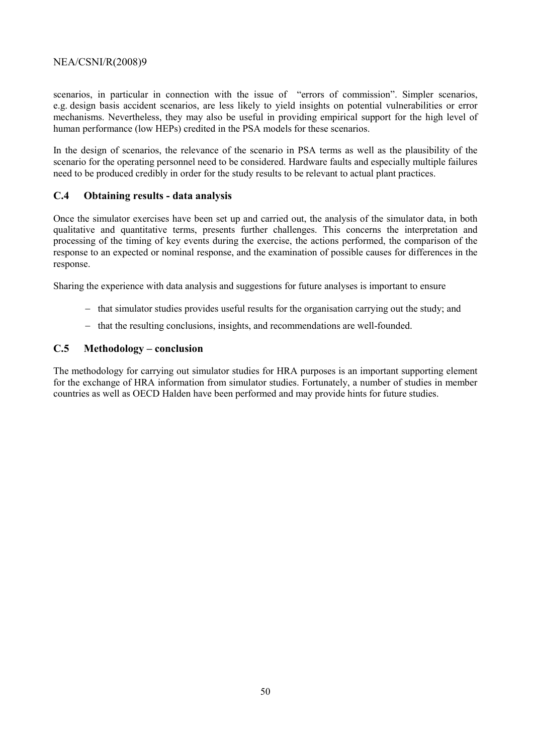scenarios, in particular in connection with the issue of "errors of commission". Simpler scenarios, e.g. design basis accident scenarios, are less likely to yield insights on potential vulnerabilities or error mechanisms. Nevertheless, they may also be useful in providing empirical support for the high level of human performance (low HEPs) credited in the PSA models for these scenarios.

In the design of scenarios, the relevance of the scenario in PSA terms as well as the plausibility of the scenario for the operating personnel need to be considered. Hardware faults and especially multiple failures need to be produced credibly in order for the study results to be relevant to actual plant practices.

## C.4 Obtaining results - data analysis

Once the simulator exercises have been set up and carried out, the analysis of the simulator data, in both qualitative and quantitative terms, presents further challenges. This concerns the interpretation and processing of the timing of key events during the exercise, the actions performed, the comparison of the response to an expected or nominal response, and the examination of possible causes for differences in the response.

Sharing the experience with data analysis and suggestions for future analyses is important to ensure

- that simulator studies provides useful results for the organisation carrying out the study; and
- that the resulting conclusions, insights, and recommendations are well-founded.

## C.5 Methodology – conclusion

The methodology for carrying out simulator studies for HRA purposes is an important supporting element for the exchange of HRA information from simulator studies. Fortunately, a number of studies in member countries as well as OECD Halden have been performed and may provide hints for future studies.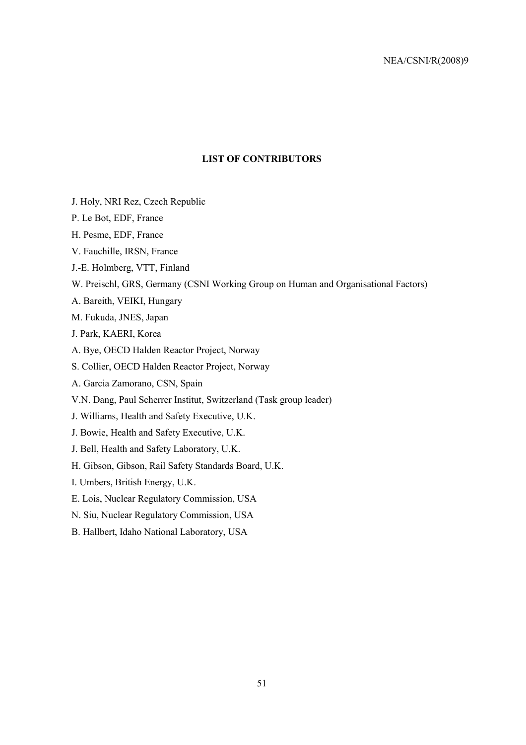## LIST OF CONTRIBUTORS

J. Holy, NRI Rez, Czech Republic

P. Le Bot, EDF, France

H. Pesme, EDF, France

V. Fauchille, IRSN, France

J.-E. Holmberg, VTT, Finland

W. Preischl, GRS, Germany (CSNI Working Group on Human and Organisational Factors)

A. Bareith, VEIKI, Hungary

M. Fukuda, JNES, Japan

J. Park, KAERI, Korea

A. Bye, OECD Halden Reactor Project, Norway

S. Collier, OECD Halden Reactor Project, Norway

A. Garcia Zamorano, CSN, Spain

V.N. Dang, Paul Scherrer Institut, Switzerland (Task group leader)

J. Williams, Health and Safety Executive, U.K.

J. Bowie, Health and Safety Executive, U.K.

J. Bell, Health and Safety Laboratory, U.K.

H. Gibson, Gibson, Rail Safety Standards Board, U.K.

I. Umbers, British Energy, U.K.

E. Lois, Nuclear Regulatory Commission, USA

N. Siu, Nuclear Regulatory Commission, USA

B. Hallbert, Idaho National Laboratory, USA